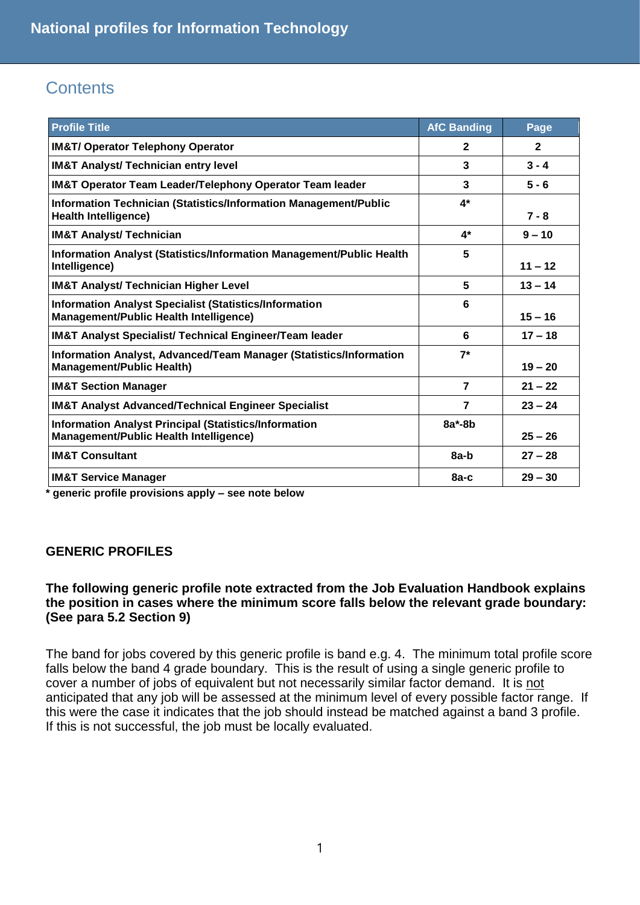# National profiles for Information Technology

## Contents

| Profile Title | AfC Banding | Page |
|---|---|---|
| IM&T/ Operator Telephony Operator | 2 | 2 |
| IM&T Analyst/ Technician entry level | 3 | 3 - 4 |
| IM&T Operator Team Leader/Telephony Operator Team leader | 3 | 5 - 6 |
| Information Technician (Statistics/Information Management/Public Health Intelligence) | 4* | 7 - 8 |
| IM&T Analyst/ Technician | 4* | 9 – 10 |
| Information Analyst (Statistics/Information Management/Public Health Intelligence) | 5 | 11 – 12 |
| IM&T Analyst/ Technician Higher Level | 5 | 13 – 14 |
| Information Analyst Specialist (Statistics/Information Management/Public Health Intelligence) | 6 | 15 – 16 |
| IM&T Analyst Specialist/ Technical Engineer/Team leader | 6 | 17 – 18 |
| Information Analyst, Advanced/Team Manager (Statistics/Information Management/Public Health) | 7* | 19 – 20 |
| IM&T Section Manager | 7 | 21 – 22 |
| IM&T Analyst Advanced/Technical Engineer Specialist | 7 | 23 – 24 |
| Information Analyst Principal (Statistics/Information Management/Public Health Intelligence) | 8a*-8b | 25 – 26 |
| IM&T Consultant | 8a-b | 27 – 28 |
| IM&T Service Manager | 8a-c | 29 – 30 |

**\* generic profile provisions apply – see note below**

### GENERIC PROFILES

**The following generic profile note extracted from the Job Evaluation Handbook explains the position in cases where the minimum score falls below the relevant grade boundary: (See para 5.2 Section 9)**

The band for jobs covered by this generic profile is band e.g. 4. The minimum total profile score falls below the band 4 grade boundary. This is the result of using a single generic profile to cover a number of jobs of equivalent but not necessarily similar factor demand. It is not anticipated that any job will be assessed at the minimum level of every possible factor range. If this were the case it indicates that the job should instead be matched against a band 3 profile. If this is not successful, the job must be locally evaluated.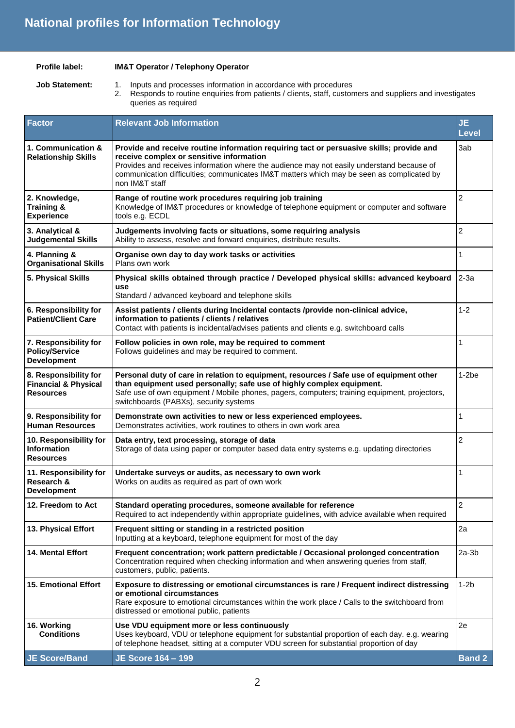# National profiles for Information Technology

**Profile label:** **IM&T Operator / Telephony Operator**

**Job Statement:**

1. Inputs and processes information in accordance with procedures
2. Responds to routine enquiries from patients / clients, staff, customers and suppliers and investigates queries as required

| Factor | Relevant Job Information | JE Level |
|---|---|---|
| **1. Communication & Relationship Skills** | **Provide and receive routine information requiring tact or persuasive skills; provide and receive complex or sensitive information** Provides and receives information where the audience may not easily understand because of communication difficulties; communicates IM&T matters which may be seen as complicated by non IM&T staff | 3ab |
| **2. Knowledge, Training & Experience** | **Range of routine work procedures requiring job training** Knowledge of IM&T procedures or knowledge of telephone equipment or computer and software tools e.g. ECDL | 2 |
| **3. Analytical & Judgemental Skills** | **Judgements involving facts or situations, some requiring analysis** Ability to assess, resolve and forward enquiries, distribute results. | 2 |
| **4. Planning & Organisational Skills** | **Organise own day to day work tasks or activities** Plans own work | 1 |
| **5. Physical Skills** | **Physical skills obtained through practice / Developed physical skills: advanced keyboard use** Standard / advanced keyboard and telephone skills | 2-3a |
| **6. Responsibility for Patient/Client Care** | **Assist patients / clients during Incidental contacts /provide non-clinical advice, information to patients / clients / relatives** Contact with patients is incidental/advises patients and clients e.g. switchboard calls | 1-2 |
| **7. Responsibility for Policy/Service Development** | **Follow policies in own role, may be required to comment** Follows guidelines and may be required to comment. | 1 |
| **8. Responsibility for Financial & Physical Resources** | **Personal duty of care in relation to equipment, resources / Safe use of equipment other than equipment used personally; safe use of highly complex equipment.** Safe use of own equipment / Mobile phones, pagers, computers; training equipment, projectors, switchboards (PABXs), security systems | 1-2be |
| **9. Responsibility for Human Resources** | **Demonstrate own activities to new or less experienced employees.** Demonstrates activities, work routines to others in own work area | 1 |
| **10. Responsibility for Information Resources** | **Data entry, text processing, storage of data** Storage of data using paper or computer based data entry systems e.g. updating directories | 2 |
| **11. Responsibility for Research & Development** | **Undertake surveys or audits, as necessary to own work** Works on audits as required as part of own work | 1 |
| **12. Freedom to Act** | **Standard operating procedures, someone available for reference** Required to act independently within appropriate guidelines, with advice available when required | 2 |
| **13. Physical Effort** | **Frequent sitting or standing in a restricted position** Inputting at a keyboard, telephone equipment for most of the day | 2a |
| **14. Mental Effort** | **Frequent concentration; work pattern predictable / Occasional prolonged concentration** Concentration required when checking information and when answering queries from staff, customers, public, patients. | 2a-3b |
| **15. Emotional Effort** | **Exposure to distressing or emotional circumstances is rare / Frequent indirect distressing or emotional circumstances** Rare exposure to emotional circumstances within the work place / Calls to the switchboard from distressed or emotional public, patients | 1-2b |
| **16. Working Conditions** | **Use VDU equipment more or less continuously** Uses keyboard, VDU or telephone equipment for substantial proportion of each day. e.g. wearing of telephone headset, sitting at a computer VDU screen for substantial proportion of day | 2e |
| **JE Score/Band** | **JE Score 164 – 199** | **Band 2** |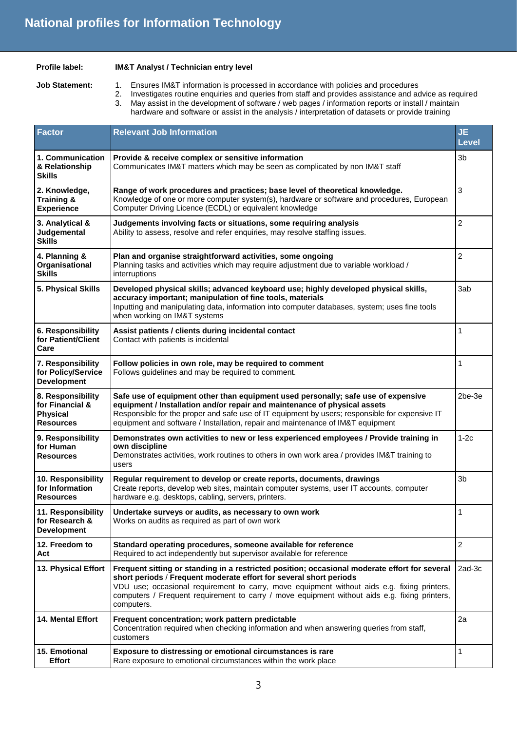# National profiles for Information Technology

**Profile label:** **IM&T Analyst / Technician entry level**

**Job Statement:**

1. Ensures IM&T information is processed in accordance with policies and procedures
2. Investigates routine enquiries and queries from staff and provides assistance and advice as required
3. May assist in the development of software / web pages / information reports or install / maintain hardware and software or assist in the analysis / interpretation of datasets or provide training

| Factor | Relevant Job Information | JE Level |
|---|---|---|
| **1. Communication & Relationship Skills** | **Provide & receive complex or sensitive information**<br>Communicates IM&T matters which may be seen as complicated by non IM&T staff | 3b |
| **2. Knowledge, Training & Experience** | **Range of work procedures and practices; base level of theoretical knowledge.**<br>Knowledge of one or more computer system(s), hardware or software and procedures, European Computer Driving Licence (ECDL) or equivalent knowledge | 3 |
| **3. Analytical & Judgemental Skills** | **Judgements involving facts or situations, some requiring analysis**<br>Ability to assess, resolve and refer enquiries, may resolve staffing issues. | 2 |
| **4. Planning & Organisational Skills** | **Plan and organise straightforward activities, some ongoing**<br>Planning tasks and activities which may require adjustment due to variable workload / interruptions | 2 |
| **5. Physical Skills** | **Developed physical skills; advanced keyboard use; highly developed physical skills, accuracy important; manipulation of fine tools, materials**<br>Inputting and manipulating data, information into computer databases, system; uses fine tools when working on IM&T systems | 3ab |
| **6. Responsibility for Patient/Client Care** | **Assist patients / clients during incidental contact**<br>Contact with patients is incidental | 1 |
| **7. Responsibility for Policy/Service Development** | **Follow policies in own role, may be required to comment**<br>Follows guidelines and may be required to comment. | 1 |
| **8. Responsibility for Financial & Physical Resources** | **Safe use of equipment other than equipment used personally; safe use of expensive equipment / Installation and/or repair and maintenance of physical assets**<br>Responsible for the proper and safe use of IT equipment by users; responsible for expensive IT equipment and software / Installation, repair and maintenance of IM&T equipment | 2be-3e |
| **9. Responsibility for Human Resources** | **Demonstrates own activities to new or less experienced employees / Provide training in own discipline**<br>Demonstrates activities, work routines to others in own work area / provides IM&T training to users | 1-2c |
| **10. Responsibility for Information Resources** | **Regular requirement to develop or create reports, documents, drawings**<br>Create reports, develop web sites, maintain computer systems, user IT accounts, computer hardware e.g. desktops, cabling, servers, printers. | 3b |
| **11. Responsibility for Research & Development** | **Undertake surveys or audits, as necessary to own work**<br>Works on audits as required as part of own work | 1 |
| **12. Freedom to Act** | **Standard operating procedures, someone available for reference**<br>Required to act independently but supervisor available for reference | 2 |
| **13. Physical Effort** | **Frequent sitting or standing in a restricted position; occasional moderate effort for several short periods / Frequent moderate effort for several short periods**<br>VDU use; occasional requirement to carry, move equipment without aids e.g. fixing printers, computers / Frequent requirement to carry / move equipment without aids e.g. fixing printers, computers. | 2ad-3c |
| **14. Mental Effort** | **Frequent concentration; work pattern predictable**<br>Concentration required when checking information and when answering queries from staff, customers | 2a |
| **15. Emotional Effort** | **Exposure to distressing or emotional circumstances is rare**<br>Rare exposure to emotional circumstances within the work place | 1 |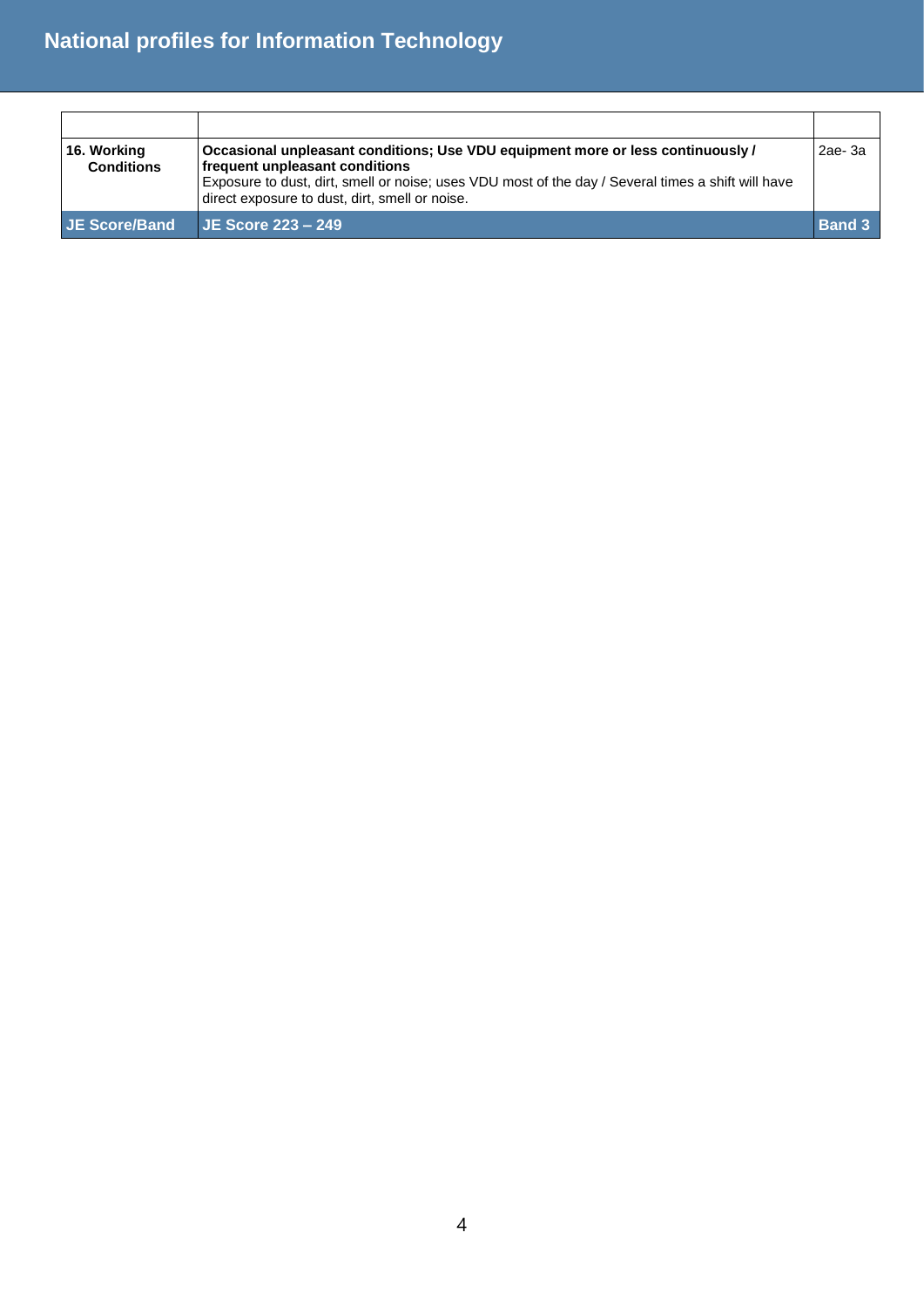| | | |
|---|---|---|
| **16. Working Conditions** | **Occasional unpleasant conditions; Use VDU equipment more or less continuously / frequent unpleasant conditions**<br>Exposure to dust, dirt, smell or noise; uses VDU most of the day / Several times a shift will have direct exposure to dust, dirt, smell or noise. | 2ae- 3a |
| **JE Score/Band** | **JE Score 223 – 249** | **Band 3** |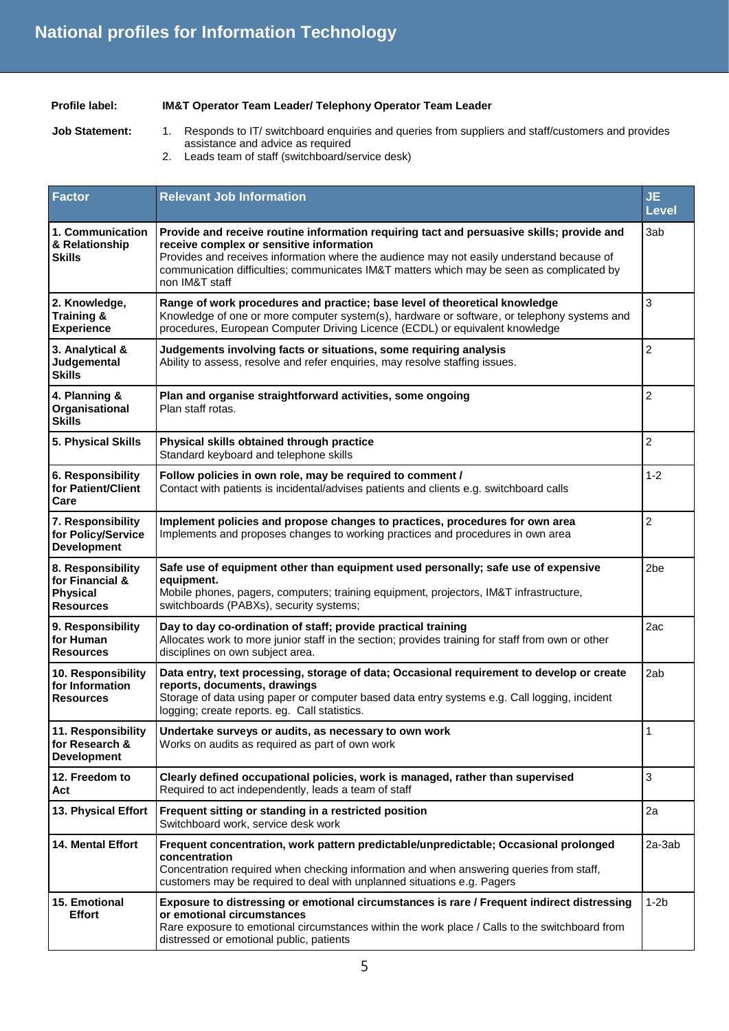# National profiles for Information Technology

**Profile label:** **IM&T Operator Team Leader/ Telephony Operator Team Leader**

**Job Statement:**

1. Responds to IT/ switchboard enquiries and queries from suppliers and staff/customers and provides assistance and advice as required
2. Leads team of staff (switchboard/service desk)

| Factor | Relevant Job Information | JE Level |
|---|---|---|
| **1. Communication & Relationship Skills** | **Provide and receive routine information requiring tact and persuasive skills; provide and receive complex or sensitive information**<br>Provides and receives information where the audience may not easily understand because of communication difficulties; communicates IM&T matters which may be seen as complicated by non IM&T staff | 3ab |
| **2. Knowledge, Training & Experience** | **Range of work procedures and practice; base level of theoretical knowledge**<br>Knowledge of one or more computer system(s), hardware or software, or telephony systems and procedures, European Computer Driving Licence (ECDL) or equivalent knowledge | 3 |
| **3. Analytical & Judgemental Skills** | **Judgements involving facts or situations, some requiring analysis**<br>Ability to assess, resolve and refer enquiries, may resolve staffing issues. | 2 |
| **4. Planning & Organisational Skills** | **Plan and organise straightforward activities, some ongoing**<br>Plan staff rotas. | 2 |
| **5. Physical Skills** | **Physical skills obtained through practice**<br>Standard keyboard and telephone skills | 2 |
| **6. Responsibility for Patient/Client Care** | **Follow policies in own role, may be required to comment /**<br>Contact with patients is incidental/advises patients and clients e.g. switchboard calls | 1-2 |
| **7. Responsibility for Policy/Service Development** | **Implement policies and propose changes to practices, procedures for own area**<br>Implements and proposes changes to working practices and procedures in own area | 2 |
| **8. Responsibility for Financial & Physical Resources** | **Safe use of equipment other than equipment used personally; safe use of expensive equipment.**<br>Mobile phones, pagers, computers; training equipment, projectors, IM&T infrastructure, switchboards (PABXs), security systems; | 2be |
| **9. Responsibility for Human Resources** | **Day to day co-ordination of staff; provide practical training**<br>Allocates work to more junior staff in the section; provides training for staff from own or other disciplines on own subject area. | 2ac |
| **10. Responsibility for Information Resources** | **Data entry, text processing, storage of data; Occasional requirement to develop or create reports, documents, drawings**<br>Storage of data using paper or computer based data entry systems e.g. Call logging, incident logging; create reports. eg. Call statistics. | 2ab |
| **11. Responsibility for Research & Development** | **Undertake surveys or audits, as necessary to own work**<br>Works on audits as required as part of own work | 1 |
| **12. Freedom to Act** | **Clearly defined occupational policies, work is managed, rather than supervised**<br>Required to act independently, leads a team of staff | 3 |
| **13. Physical Effort** | **Frequent sitting or standing in a restricted position**<br>Switchboard work, service desk work | 2a |
| **14. Mental Effort** | **Frequent concentration, work pattern predictable/unpredictable; Occasional prolonged concentration**<br>Concentration required when checking information and when answering queries from staff, customers may be required to deal with unplanned situations e.g. Pagers | 2a-3ab |
| **15. Emotional Effort** | **Exposure to distressing or emotional circumstances is rare / Frequent indirect distressing or emotional circumstances**<br>Rare exposure to emotional circumstances within the work place / Calls to the switchboard from distressed or emotional public, patients | 1-2b |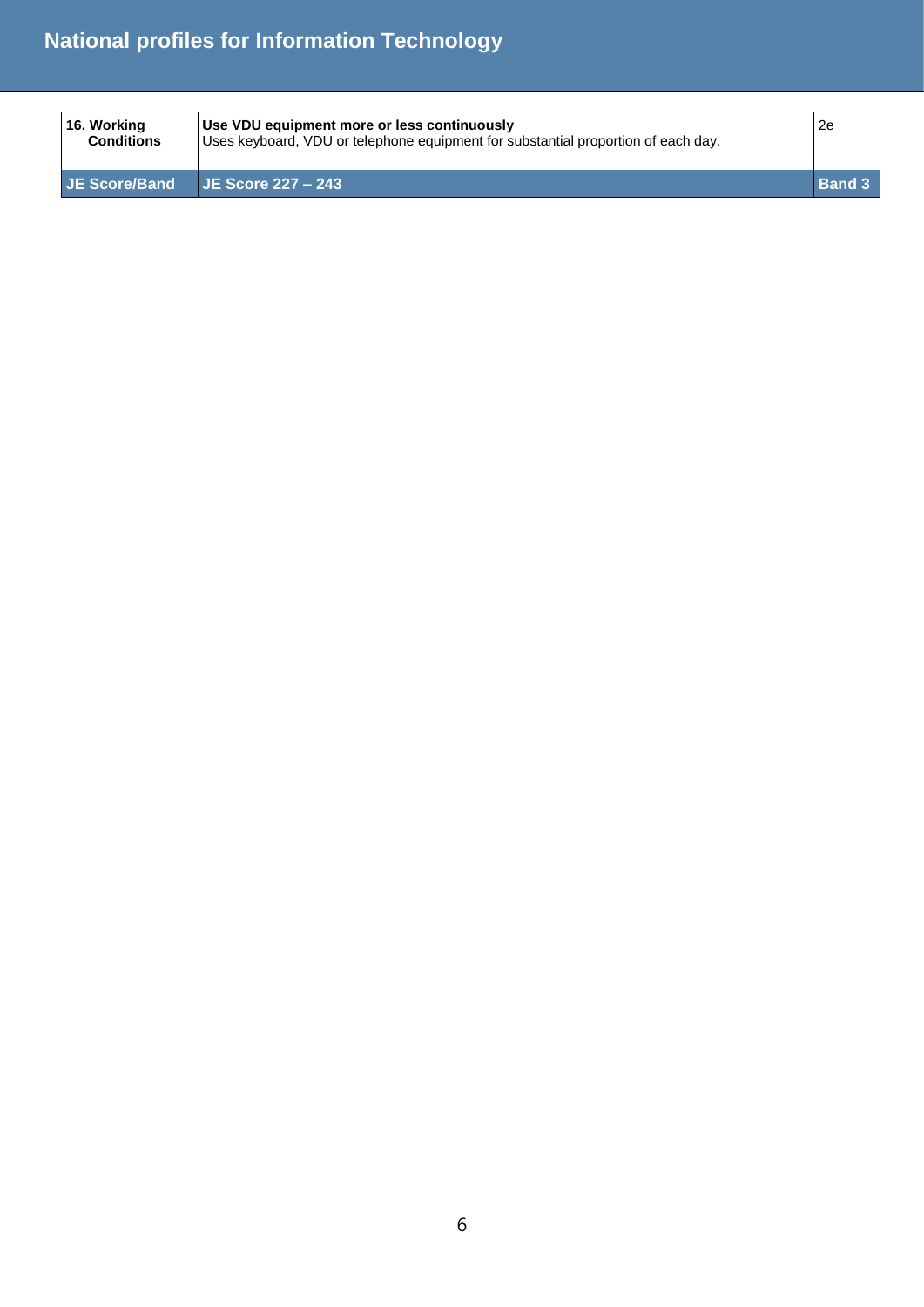| 16. Working Conditions | **Use VDU equipment more or less continuously**<br>Uses keyboard, VDU or telephone equipment for substantial proportion of each day. | 2e |
|---|---|---|
| **JE Score/Band** | **JE Score 227 – 243** | **Band 3** |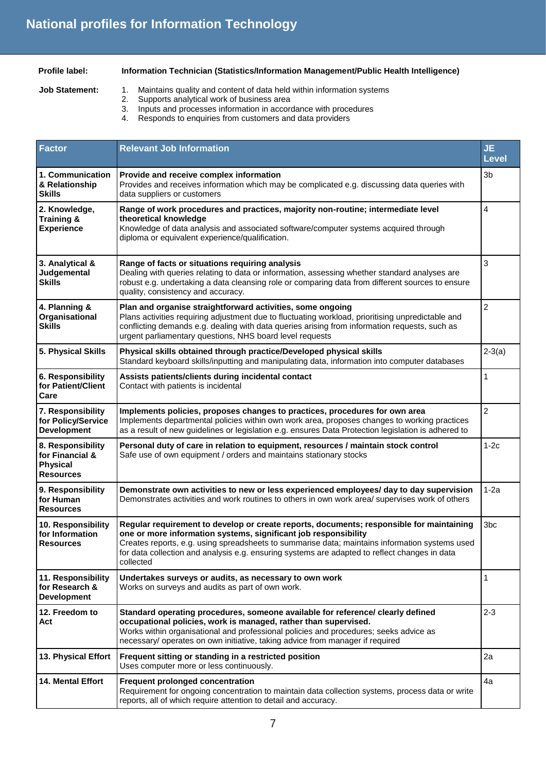# National profiles for Information Technology

**Profile label:** **Information Technician (Statistics/Information Management/Public Health Intelligence)**

**Job Statement:**

1. Maintains quality and content of data held within information systems
2. Supports analytical work of business area
3. Inputs and processes information in accordance with procedures
4. Responds to enquiries from customers and data providers

| Factor | Relevant Job Information | JE Level |
|---|---|---|
| **1. Communication & Relationship Skills** | **Provide and receive complex information**<br>Provides and receives information which may be complicated e.g. discussing data queries with data suppliers or customers | 3b |
| **2. Knowledge, Training & Experience** | **Range of work procedures and practices, majority non-routine; intermediate level theoretical knowledge**<br>Knowledge of data analysis and associated software/computer systems acquired through diploma or equivalent experience/qualification. | 4 |
| **3. Analytical & Judgemental Skills** | **Range of facts or situations requiring analysis**<br>Dealing with queries relating to data or information, assessing whether standard analyses are robust e.g. undertaking a data cleansing role or comparing data from different sources to ensure quality, consistency and accuracy. | 3 |
| **4. Planning & Organisational Skills** | **Plan and organise straightforward activities, some ongoing**<br>Plans activities requiring adjustment due to fluctuating workload, prioritising unpredictable and conflicting demands e.g. dealing with data queries arising from information requests, such as urgent parliamentary questions, NHS board level requests | 2 |
| **5. Physical Skills** | **Physical skills obtained through practice/Developed physical skills**<br>Standard keyboard skills/inputting and manipulating data, information into computer databases | 2-3(a) |
| **6. Responsibility for Patient/Client Care** | **Assists patients/clients during incidental contact**<br>Contact with patients is incidental | 1 |
| **7. Responsibility for Policy/Service Development** | **Implements policies, proposes changes to practices, procedures for own area**<br>Implements departmental policies within own work area, proposes changes to working practices as a result of new guidelines or legislation e.g. ensures Data Protection legislation is adhered to | 2 |
| **8. Responsibility for Financial & Physical Resources** | **Personal duty of care in relation to equipment, resources / maintain stock control**<br>Safe use of own equipment / orders and maintains stationary stocks | 1-2c |
| **9. Responsibility for Human Resources** | **Demonstrate own activities to new or less experienced employees/ day to day supervision**<br>Demonstrates activities and work routines to others in own work area/ supervises work of others | 1-2a |
| **10. Responsibility for Information Resources** | **Regular requirement to develop or create reports, documents; responsible for maintaining one or more information systems, significant job responsibility**<br>Creates reports, e.g. using spreadsheets to summarise data; maintains information systems used for data collection and analysis e.g. ensuring systems are adapted to reflect changes in data collected | 3bc |
| **11. Responsibility for Research & Development** | **Undertakes surveys or audits, as necessary to own work**<br>Works on surveys and audits as part of own work. | 1 |
| **12. Freedom to Act** | **Standard operating procedures, someone available for reference/ clearly defined occupational policies, work is managed, rather than supervised.**<br>Works within organisational and professional policies and procedures; seeks advice as necessary/ operates on own initiative, taking advice from manager if required | 2-3 |
| **13. Physical Effort** | **Frequent sitting or standing in a restricted position**<br>Uses computer more or less continuously. | 2a |
| **14. Mental Effort** | **Frequent prolonged concentration**<br>Requirement for ongoing concentration to maintain data collection systems, process data or write reports, all of which require attention to detail and accuracy. | 4a |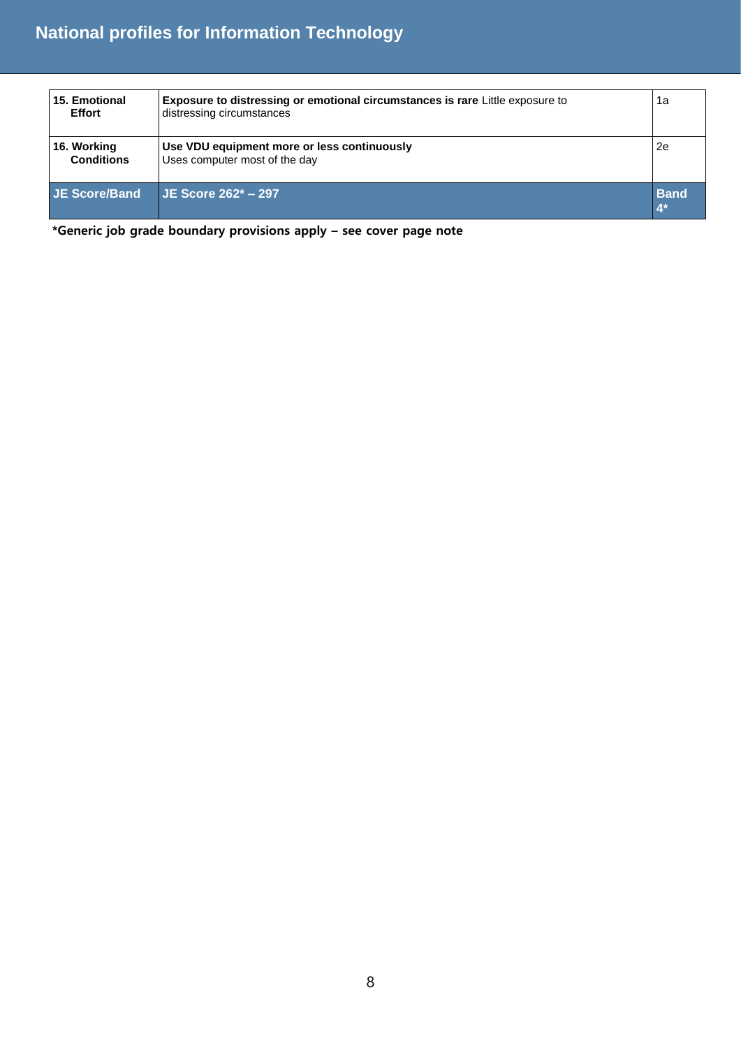| 15. Emotional Effort | **Exposure to distressing or emotional circumstances is rare** Little exposure to distressing circumstances | 1a |
|---|---|---|
| 16. Working Conditions | **Use VDU equipment more or less continuously** Uses computer most of the day | 2e |
| **JE Score/Band** | **JE Score 262* – 297** | **Band 4*** |

***Generic job grade boundary provisions apply – see cover page note**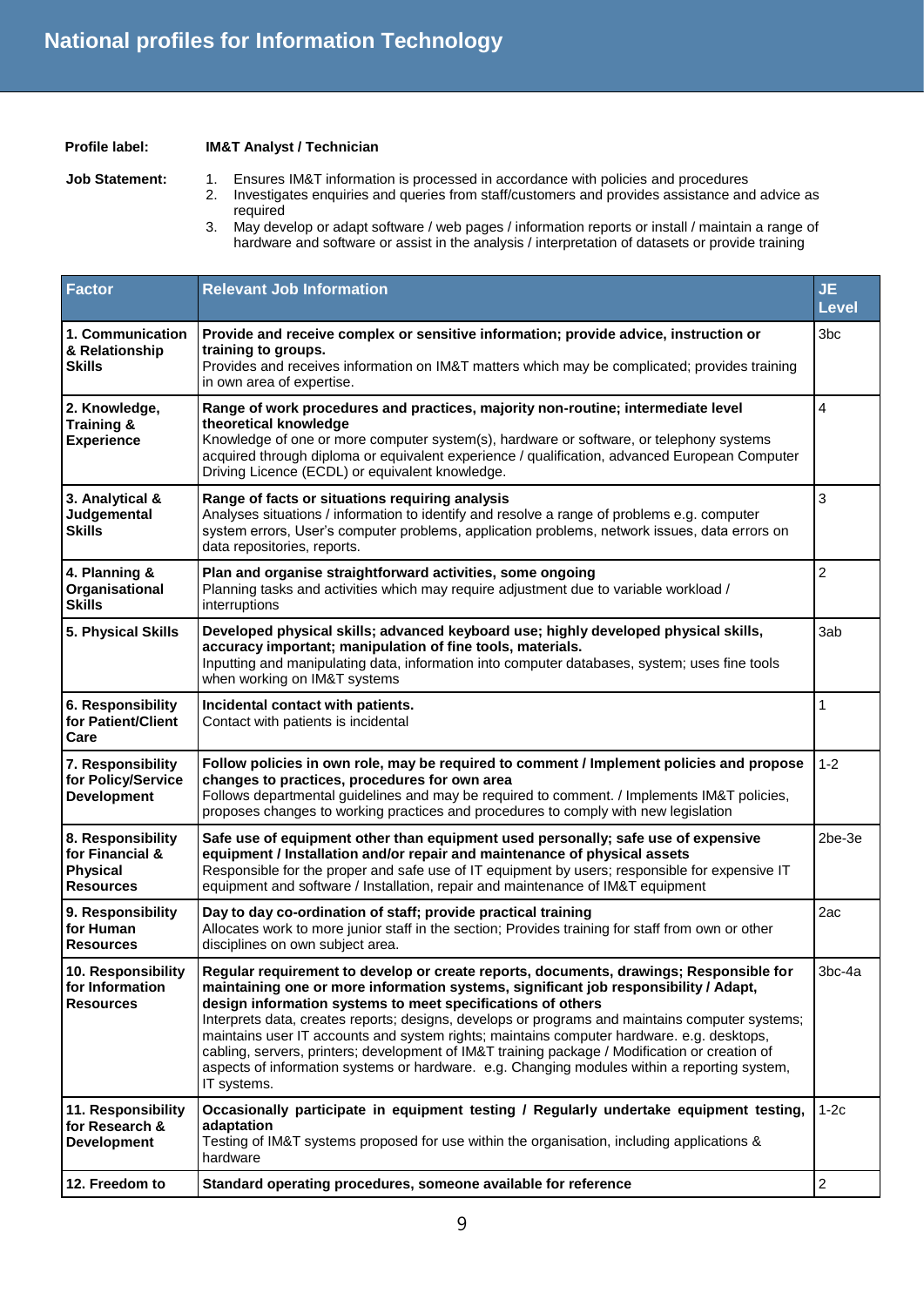# National profiles for Information Technology

**Profile label:** **IM&T Analyst / Technician**

**Job Statement:**

1. Ensures IM&T information is processed in accordance with policies and procedures
2. Investigates enquiries and queries from staff/customers and provides assistance and advice as required
3. May develop or adapt software / web pages / information reports or install / maintain a range of hardware and software or assist in the analysis / interpretation of datasets or provide training

| Factor | Relevant Job Information | JE Level |
|---|---|---|
| **1. Communication & Relationship Skills** | **Provide and receive complex or sensitive information; provide advice, instruction or training to groups.**<br>Provides and receives information on IM&T matters which may be complicated; provides training in own area of expertise. | 3bc |
| **2. Knowledge, Training & Experience** | **Range of work procedures and practices, majority non-routine; intermediate level theoretical knowledge**<br>Knowledge of one or more computer system(s), hardware or software, or telephony systems acquired through diploma or equivalent experience / qualification, advanced European Computer Driving Licence (ECDL) or equivalent knowledge. | 4 |
| **3. Analytical & Judgemental Skills** | **Range of facts or situations requiring analysis**<br>Analyses situations / information to identify and resolve a range of problems e.g. computer system errors, User's computer problems, application problems, network issues, data errors on data repositories, reports. | 3 |
| **4. Planning & Organisational Skills** | **Plan and organise straightforward activities, some ongoing**<br>Planning tasks and activities which may require adjustment due to variable workload / interruptions | 2 |
| **5. Physical Skills** | **Developed physical skills; advanced keyboard use; highly developed physical skills, accuracy important; manipulation of fine tools, materials.**<br>Inputting and manipulating data, information into computer databases, system; uses fine tools when working on IM&T systems | 3ab |
| **6. Responsibility for Patient/Client Care** | **Incidental contact with patients.**<br>Contact with patients is incidental | 1 |
| **7. Responsibility for Policy/Service Development** | **Follow policies in own role, may be required to comment / Implement policies and propose changes to practices, procedures for own area**<br>Follows departmental guidelines and may be required to comment. / Implements IM&T policies, proposes changes to working practices and procedures to comply with new legislation | 1-2 |
| **8. Responsibility for Financial & Physical Resources** | **Safe use of equipment other than equipment used personally; safe use of expensive equipment / Installation and/or repair and maintenance of physical assets**<br>Responsible for the proper and safe use of IT equipment by users; responsible for expensive IT equipment and software / Installation, repair and maintenance of IM&T equipment | 2be-3e |
| **9. Responsibility for Human Resources** | **Day to day co-ordination of staff; provide practical training**<br>Allocates work to more junior staff in the section; Provides training for staff from own or other disciplines on own subject area. | 2ac |
| **10. Responsibility for Information Resources** | **Regular requirement to develop or create reports, documents, drawings; Responsible for maintaining one or more information systems, significant job responsibility / Adapt, design information systems to meet specifications of others**<br>Interprets data, creates reports; designs, develops or programs and maintains computer systems; maintains user IT accounts and system rights; maintains computer hardware. e.g. desktops, cabling, servers, printers; development of IM&T training package / Modification or creation of aspects of information systems or hardware. e.g. Changing modules within a reporting system, IT systems. | 3bc-4a |
| **11. Responsibility for Research & Development** | **Occasionally participate in equipment testing / Regularly undertake equipment testing, adaptation**<br>Testing of IM&T systems proposed for use within the organisation, including applications & hardware | 1-2c |
| **12. Freedom to** | **Standard operating procedures, someone available for reference** | 2 |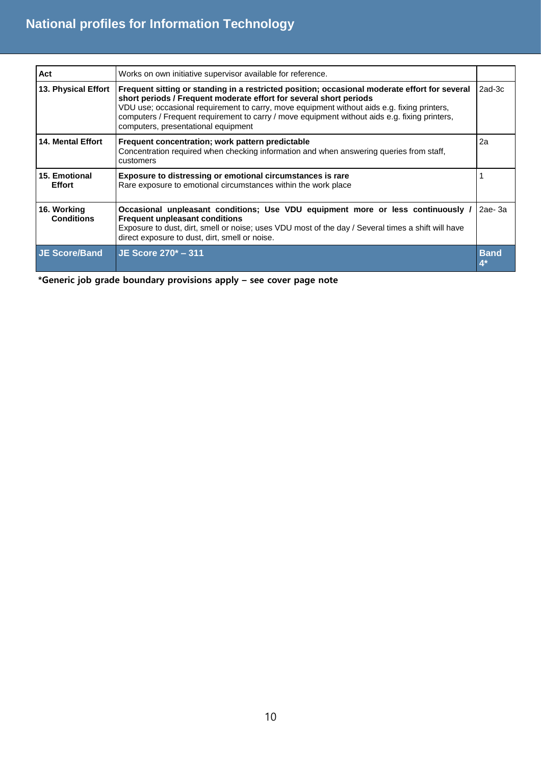| | | |
|---|---|---|
| **Act** | Works on own initiative supervisor available for reference. | |
| **13. Physical Effort** | **Frequent sitting or standing in a restricted position; occasional moderate effort for several short periods / Frequent moderate effort for several short periods** VDU use; occasional requirement to carry, move equipment without aids e.g. fixing printers, computers / Frequent requirement to carry / move equipment without aids e.g. fixing printers, computers, presentational equipment | 2ad-3c |
| **14. Mental Effort** | **Frequent concentration; work pattern predictable** Concentration required when checking information and when answering queries from staff, customers | 2a |
| **15. Emotional Effort** | **Exposure to distressing or emotional circumstances is rare** Rare exposure to emotional circumstances within the work place | 1 |
| **16. Working Conditions** | **Occasional unpleasant conditions; Use VDU equipment more or less continuously / Frequent unpleasant conditions** Exposure to dust, dirt, smell or noise; uses VDU most of the day / Several times a shift will have direct exposure to dust, dirt, smell or noise. | 2ae- 3a |
| **JE Score/Band** | **JE Score 270* – 311** | **Band 4*** |

**\*Generic job grade boundary provisions apply – see cover page note**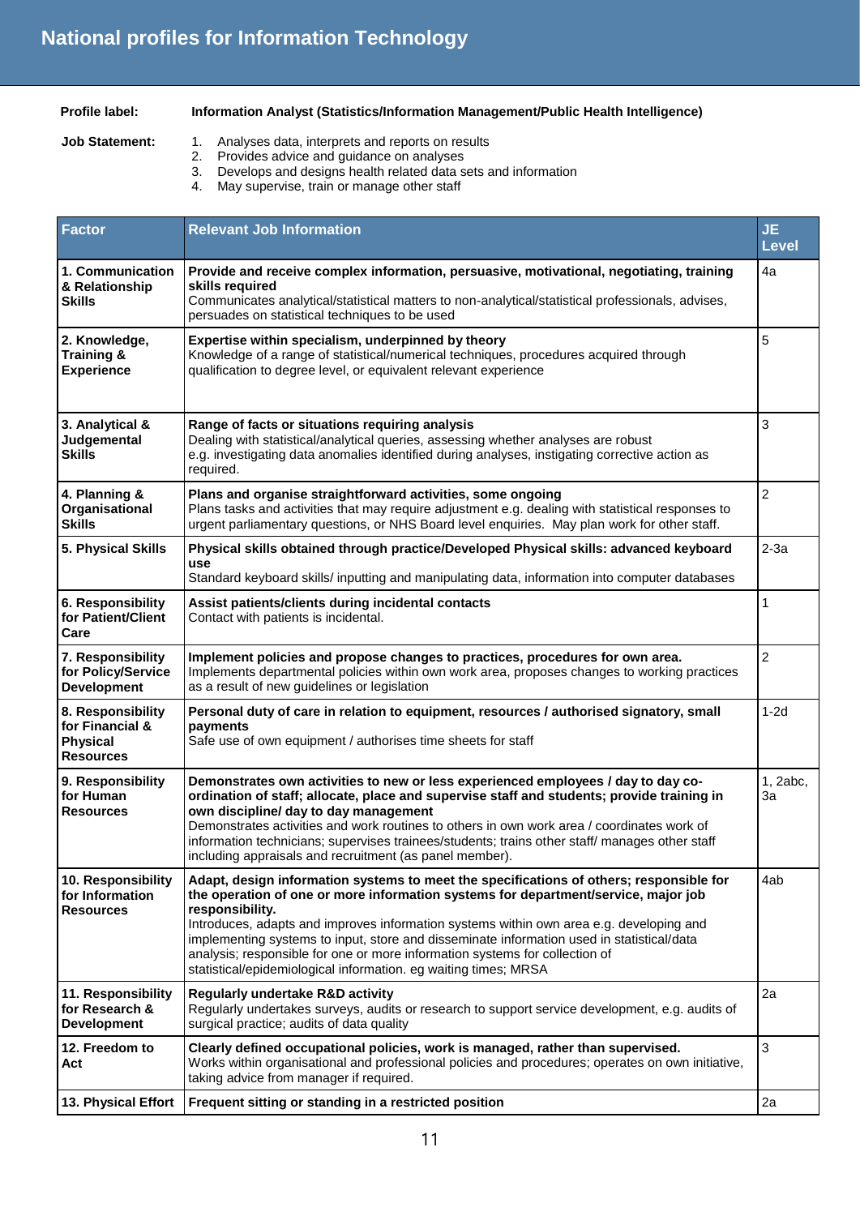# National profiles for Information Technology

**Profile label:** **Information Analyst (Statistics/Information Management/Public Health Intelligence)**

**Job Statement:**

1. Analyses data, interprets and reports on results
2. Provides advice and guidance on analyses
3. Develops and designs health related data sets and information
4. May supervise, train or manage other staff

| Factor | Relevant Job Information | JE Level |
|---|---|---|
| **1. Communication & Relationship Skills** | **Provide and receive complex information, persuasive, motivational, negotiating, training skills required**<br>Communicates analytical/statistical matters to non-analytical/statistical professionals, advises, persuades on statistical techniques to be used | 4a |
| **2. Knowledge, Training & Experience** | **Expertise within specialism, underpinned by theory**<br>Knowledge of a range of statistical/numerical techniques, procedures acquired through qualification to degree level, or equivalent relevant experience | 5 |
| **3. Analytical & Judgemental Skills** | **Range of facts or situations requiring analysis**<br>Dealing with statistical/analytical queries, assessing whether analyses are robust e.g. investigating data anomalies identified during analyses, instigating corrective action as required. | 3 |
| **4. Planning & Organisational Skills** | **Plans and organise straightforward activities, some ongoing**<br>Plans tasks and activities that may require adjustment e.g. dealing with statistical responses to urgent parliamentary questions, or NHS Board level enquiries. May plan work for other staff. | 2 |
| **5. Physical Skills** | **Physical skills obtained through practice/Developed Physical skills: advanced keyboard use**<br>Standard keyboard skills/ inputting and manipulating data, information into computer databases | 2-3a |
| **6. Responsibility for Patient/Client Care** | **Assist patients/clients during incidental contacts**<br>Contact with patients is incidental. | 1 |
| **7. Responsibility for Policy/Service Development** | **Implement policies and propose changes to practices, procedures for own area.**<br>Implements departmental policies within own work area, proposes changes to working practices as a result of new guidelines or legislation | 2 |
| **8. Responsibility for Financial & Physical Resources** | **Personal duty of care in relation to equipment, resources / authorised signatory, small payments**<br>Safe use of own equipment / authorises time sheets for staff | 1-2d |
| **9. Responsibility for Human Resources** | **Demonstrates own activities to new or less experienced employees / day to day co-ordination of staff; allocate, place and supervise staff and students; provide training in own discipline/ day to day management**<br>Demonstrates activities and work routines to others in own work area / coordinates work of information technicians; supervises trainees/students; trains other staff/ manages other staff including appraisals and recruitment (as panel member). | 1, 2abc, 3a |
| **10. Responsibility for Information Resources** | **Adapt, design information systems to meet the specifications of others; responsible for the operation of one or more information systems for department/service, major job responsibility.**<br>Introduces, adapts and improves information systems within own area e.g. developing and implementing systems to input, store and disseminate information used in statistical/data analysis; responsible for one or more information systems for collection of statistical/epidemiological information. eg waiting times; MRSA | 4ab |
| **11. Responsibility for Research & Development** | **Regularly undertake R&D activity**<br>Regularly undertakes surveys, audits or research to support service development, e.g. audits of surgical practice; audits of data quality | 2a |
| **12. Freedom to Act** | **Clearly defined occupational policies, work is managed, rather than supervised.**<br>Works within organisational and professional policies and procedures; operates on own initiative, taking advice from manager if required. | 3 |
| **13. Physical Effort** | **Frequent sitting or standing in a restricted position** | 2a |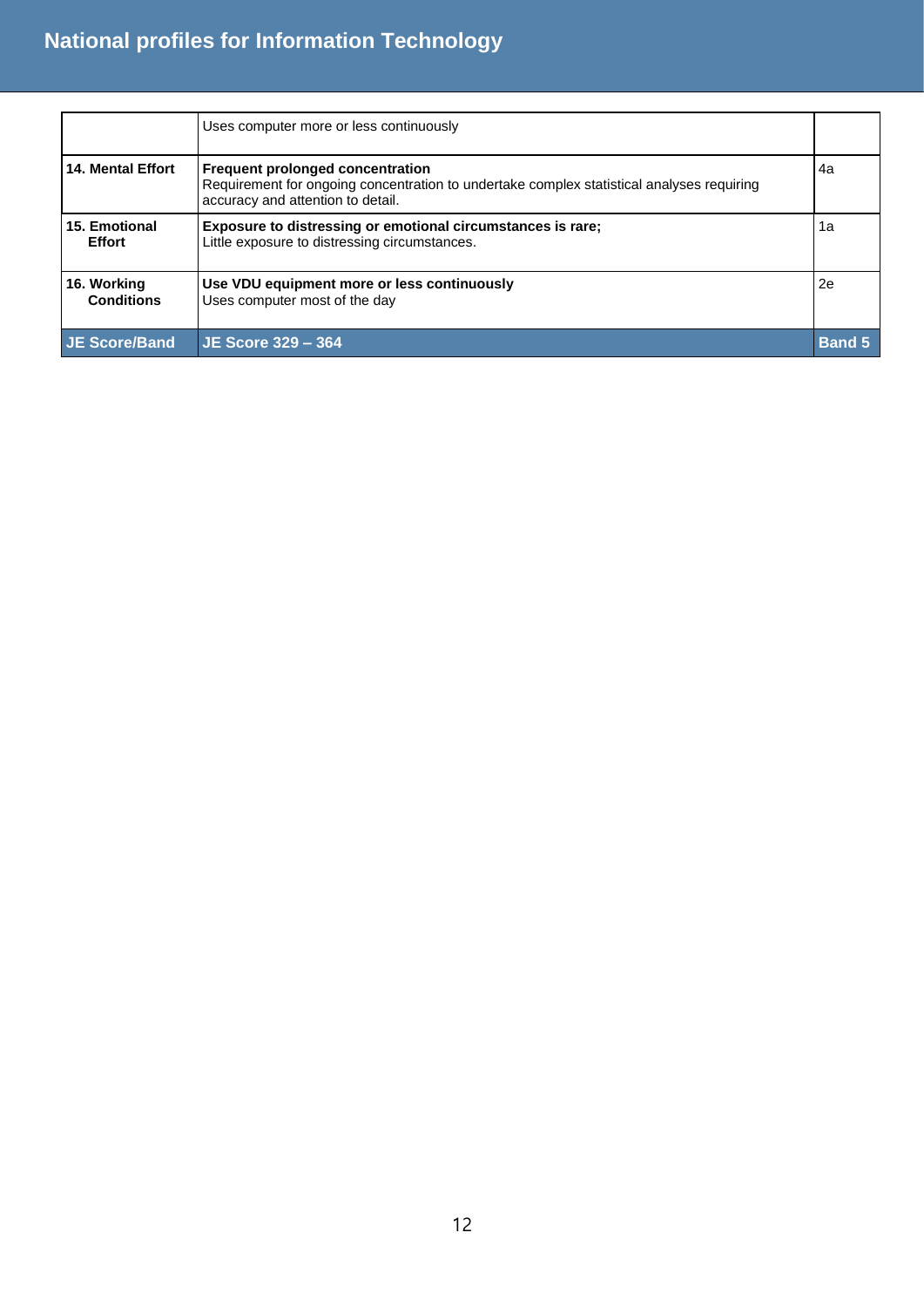| | | |
|---|---|---|
| | Uses computer more or less continuously | |
| **14. Mental Effort** | **Frequent prolonged concentration**<br>Requirement for ongoing concentration to undertake complex statistical analyses requiring accuracy and attention to detail. | 4a |
| **15. Emotional Effort** | **Exposure to distressing or emotional circumstances is rare;**<br>Little exposure to distressing circumstances. | 1a |
| **16. Working Conditions** | **Use VDU equipment more or less continuously**<br>Uses computer most of the day | 2e |
| **JE Score/Band** | **JE Score 329 – 364** | **Band 5** |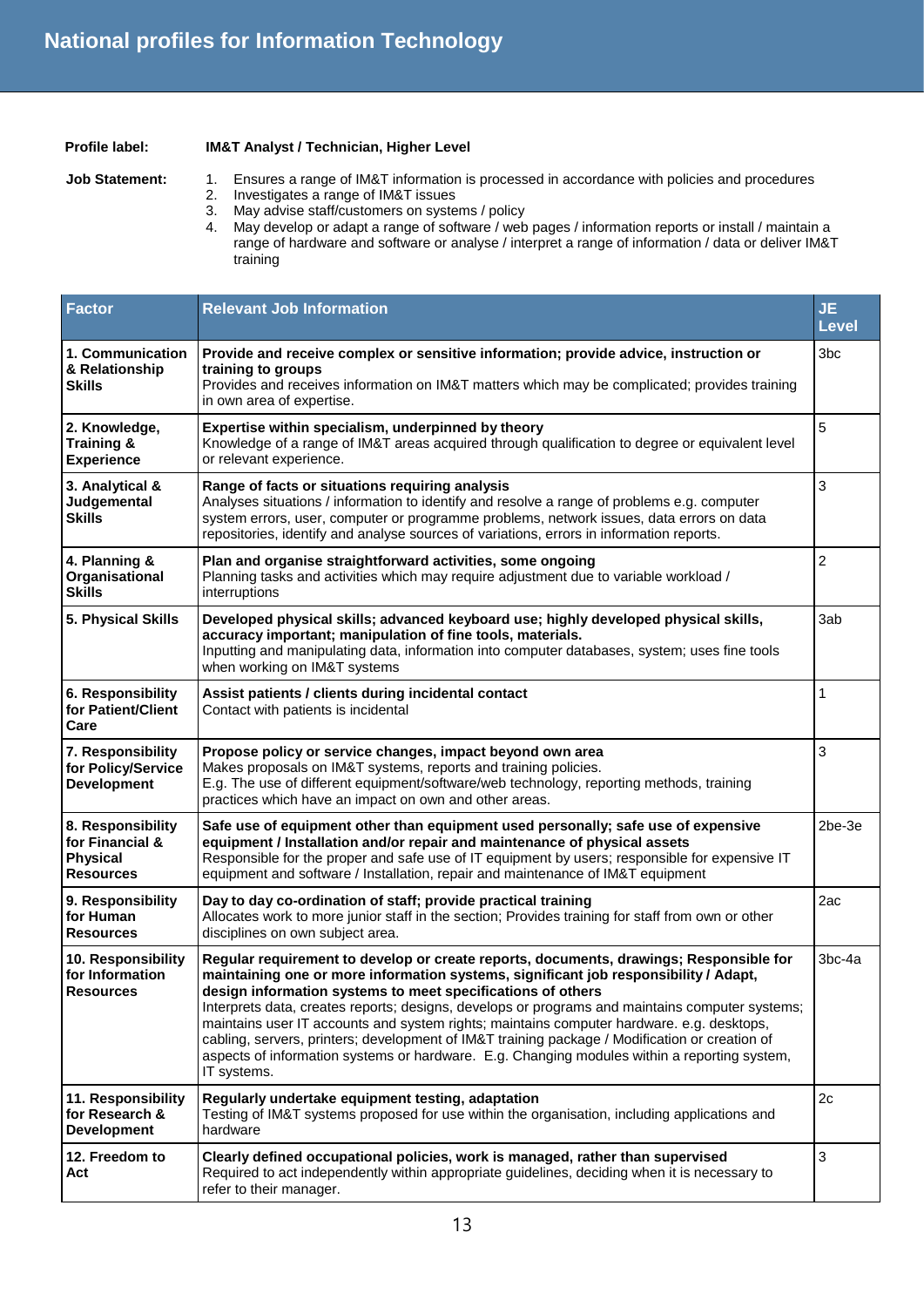# National profiles for Information Technology

**Profile label:** **IM&T Analyst / Technician, Higher Level**

**Job Statement:**

1. Ensures a range of IM&T information is processed in accordance with policies and procedures
2. Investigates a range of IM&T issues
3. May advise staff/customers on systems / policy
4. May develop or adapt a range of software / web pages / information reports or install / maintain a range of hardware and software or analyse / interpret a range of information / data or deliver IM&T training

| Factor | Relevant Job Information | JE Level |
|---|---|---|
| **1. Communication & Relationship Skills** | **Provide and receive complex or sensitive information; provide advice, instruction or training to groups**<br>Provides and receives information on IM&T matters which may be complicated; provides training in own area of expertise. | 3bc |
| **2. Knowledge, Training & Experience** | **Expertise within specialism, underpinned by theory**<br>Knowledge of a range of IM&T areas acquired through qualification to degree or equivalent level or relevant experience. | 5 |
| **3. Analytical & Judgemental Skills** | **Range of facts or situations requiring analysis**<br>Analyses situations / information to identify and resolve a range of problems e.g. computer system errors, user, computer or programme problems, network issues, data errors on data repositories, identify and analyse sources of variations, errors in information reports. | 3 |
| **4. Planning & Organisational Skills** | **Plan and organise straightforward activities, some ongoing**<br>Planning tasks and activities which may require adjustment due to variable workload / interruptions | 2 |
| **5. Physical Skills** | **Developed physical skills; advanced keyboard use; highly developed physical skills, accuracy important; manipulation of fine tools, materials.**<br>Inputting and manipulating data, information into computer databases, system; uses fine tools when working on IM&T systems | 3ab |
| **6. Responsibility for Patient/Client Care** | **Assist patients / clients during incidental contact**<br>Contact with patients is incidental | 1 |
| **7. Responsibility for Policy/Service Development** | **Propose policy or service changes, impact beyond own area**<br>Makes proposals on IM&T systems, reports and training policies.<br>E.g. The use of different equipment/software/web technology, reporting methods, training practices which have an impact on own and other areas. | 3 |
| **8. Responsibility for Financial & Physical Resources** | **Safe use of equipment other than equipment used personally; safe use of expensive equipment / Installation and/or repair and maintenance of physical assets**<br>Responsible for the proper and safe use of IT equipment by users; responsible for expensive IT equipment and software / Installation, repair and maintenance of IM&T equipment | 2be-3e |
| **9. Responsibility for Human Resources** | **Day to day co-ordination of staff; provide practical training**<br>Allocates work to more junior staff in the section; Provides training for staff from own or other disciplines on own subject area. | 2ac |
| **10. Responsibility for Information Resources** | **Regular requirement to develop or create reports, documents, drawings; Responsible for maintaining one or more information systems, significant job responsibility / Adapt, design information systems to meet specifications of others**<br>Interprets data, creates reports; designs, develops or programs and maintains computer systems; maintains user IT accounts and system rights; maintains computer hardware. e.g. desktops, cabling, servers, printers; development of IM&T training package / Modification or creation of aspects of information systems or hardware. E.g. Changing modules within a reporting system, IT systems. | 3bc-4a |
| **11. Responsibility for Research & Development** | **Regularly undertake equipment testing, adaptation**<br>Testing of IM&T systems proposed for use within the organisation, including applications and hardware | 2c |
| **12. Freedom to Act** | **Clearly defined occupational policies, work is managed, rather than supervised**<br>Required to act independently within appropriate guidelines, deciding when it is necessary to refer to their manager. | 3 |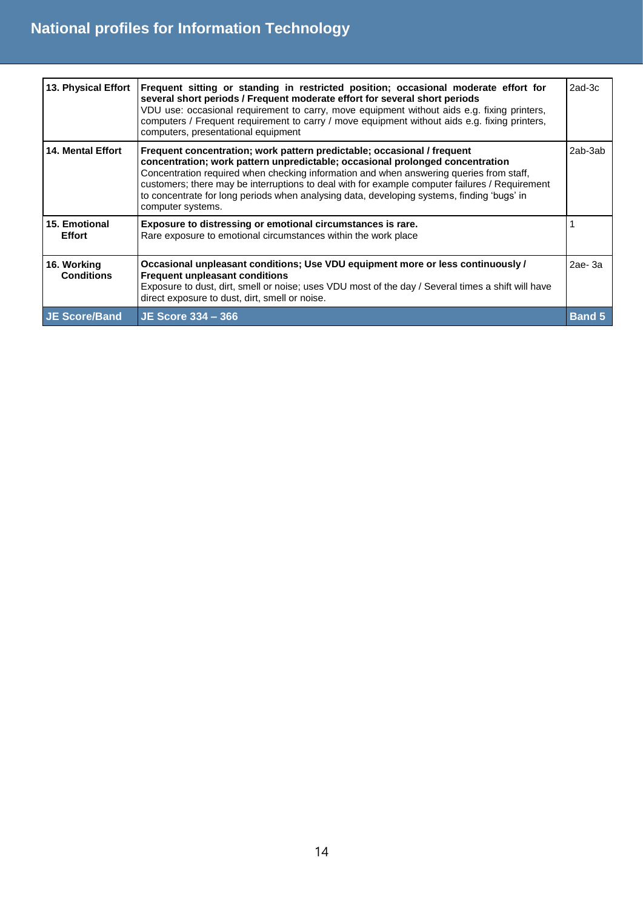| | | |
|---|---|---|
| **13. Physical Effort** | **Frequent sitting or standing in restricted position; occasional moderate effort for several short periods / Frequent moderate effort for several short periods**<br>VDU use: occasional requirement to carry, move equipment without aids e.g. fixing printers, computers / Frequent requirement to carry / move equipment without aids e.g. fixing printers, computers, presentational equipment | 2ad-3c |
| **14. Mental Effort** | **Frequent concentration; work pattern predictable; occasional / frequent concentration; work pattern unpredictable; occasional prolonged concentration**<br>Concentration required when checking information and when answering queries from staff, customers; there may be interruptions to deal with for example computer failures / Requirement to concentrate for long periods when analysing data, developing systems, finding 'bugs' in computer systems. | 2ab-3ab |
| **15. Emotional Effort** | **Exposure to distressing or emotional circumstances is rare.**<br>Rare exposure to emotional circumstances within the work place | 1 |
| **16. Working Conditions** | **Occasional unpleasant conditions; Use VDU equipment more or less continuously / Frequent unpleasant conditions**<br>Exposure to dust, dirt, smell or noise; uses VDU most of the day / Several times a shift will have direct exposure to dust, dirt, smell or noise. | 2ae- 3a |
| **JE Score/Band** | **JE Score 334 – 366** | **Band 5** |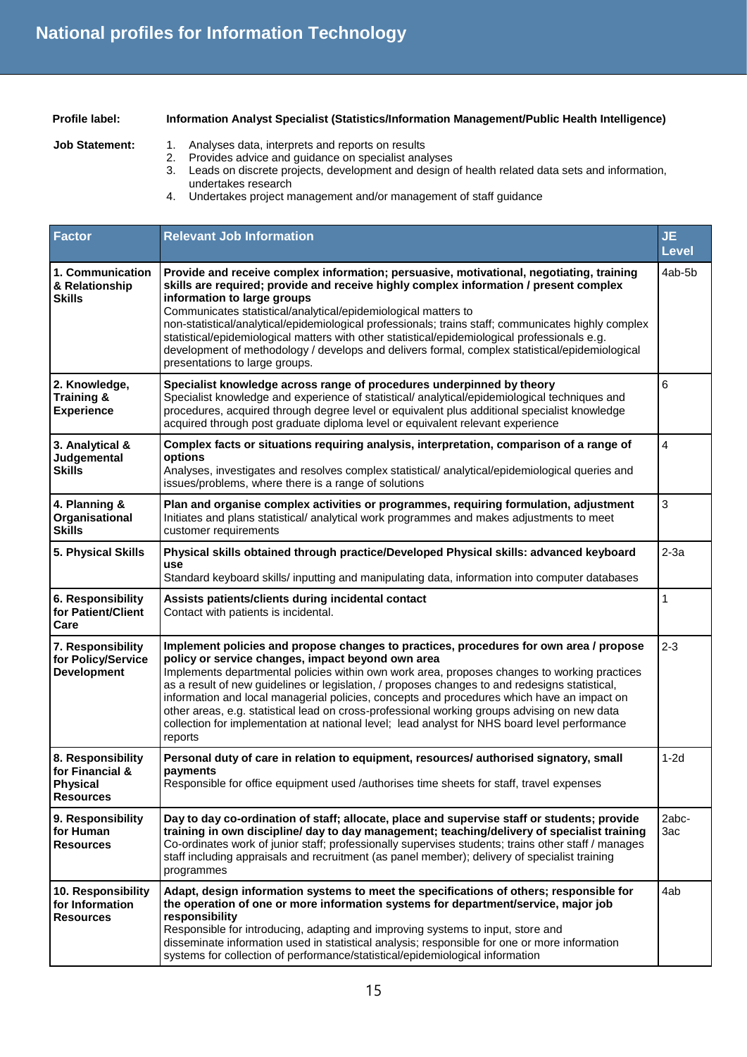# National profiles for Information Technology

**Profile label:** **Information Analyst Specialist (Statistics/Information Management/Public Health Intelligence)**

**Job Statement:**

1. Analyses data, interprets and reports on results
2. Provides advice and guidance on specialist analyses
3. Leads on discrete projects, development and design of health related data sets and information, undertakes research
4. Undertakes project management and/or management of staff guidance

| Factor | Relevant Job Information | JE Level |
|---|---|---|
| **1. Communication & Relationship Skills** | **Provide and receive complex information; persuasive, motivational, negotiating, training skills are required; provide and receive highly complex information / present complex information to large groups**<br>Communicates statistical/analytical/epidemiological matters to non-statistical/analytical/epidemiological professionals; trains staff; communicates highly complex statistical/epidemiological matters with other statistical/epidemiological professionals e.g. development of methodology / develops and delivers formal, complex statistical/epidemiological presentations to large groups. | 4ab-5b |
| **2. Knowledge, Training & Experience** | **Specialist knowledge across range of procedures underpinned by theory**<br>Specialist knowledge and experience of statistical/ analytical/epidemiological techniques and procedures, acquired through degree level or equivalent plus additional specialist knowledge acquired through post graduate diploma level or equivalent relevant experience | 6 |
| **3. Analytical & Judgemental Skills** | **Complex facts or situations requiring analysis, interpretation, comparison of a range of options**<br>Analyses, investigates and resolves complex statistical/ analytical/epidemiological queries and issues/problems, where there is a range of solutions | 4 |
| **4. Planning & Organisational Skills** | **Plan and organise complex activities or programmes, requiring formulation, adjustment**<br>Initiates and plans statistical/ analytical work programmes and makes adjustments to meet customer requirements | 3 |
| **5. Physical Skills** | **Physical skills obtained through practice/Developed Physical skills: advanced keyboard use**<br>Standard keyboard skills/ inputting and manipulating data, information into computer databases | 2-3a |
| **6. Responsibility for Patient/Client Care** | **Assists patients/clients during incidental contact**<br>Contact with patients is incidental. | 1 |
| **7. Responsibility for Policy/Service Development** | **Implement policies and propose changes to practices, procedures for own area / propose policy or service changes, impact beyond own area**<br>Implements departmental policies within own work area, proposes changes to working practices as a result of new guidelines or legislation, / proposes changes to and redesigns statistical, information and local managerial policies, concepts and procedures which have an impact on other areas, e.g. statistical lead on cross-professional working groups advising on new data collection for implementation at national level; lead analyst for NHS board level performance reports | 2-3 |
| **8. Responsibility for Financial & Physical Resources** | **Personal duty of care in relation to equipment, resources/ authorised signatory, small payments**<br>Responsible for office equipment used /authorises time sheets for staff, travel expenses | 1-2d |
| **9. Responsibility for Human Resources** | **Day to day co-ordination of staff; allocate, place and supervise staff or students; provide training in own discipline/ day to day management; teaching/delivery of specialist training**<br>Co-ordinates work of junior staff; professionally supervises students; trains other staff / manages staff including appraisals and recruitment (as panel member); delivery of specialist training programmes | 2abc-3ac |
| **10. Responsibility for Information Resources** | **Adapt, design information systems to meet the specifications of others; responsible for the operation of one or more information systems for department/service, major job responsibility**<br>Responsible for introducing, adapting and improving systems to input, store and disseminate information used in statistical analysis; responsible for one or more information systems for collection of performance/statistical/epidemiological information | 4ab |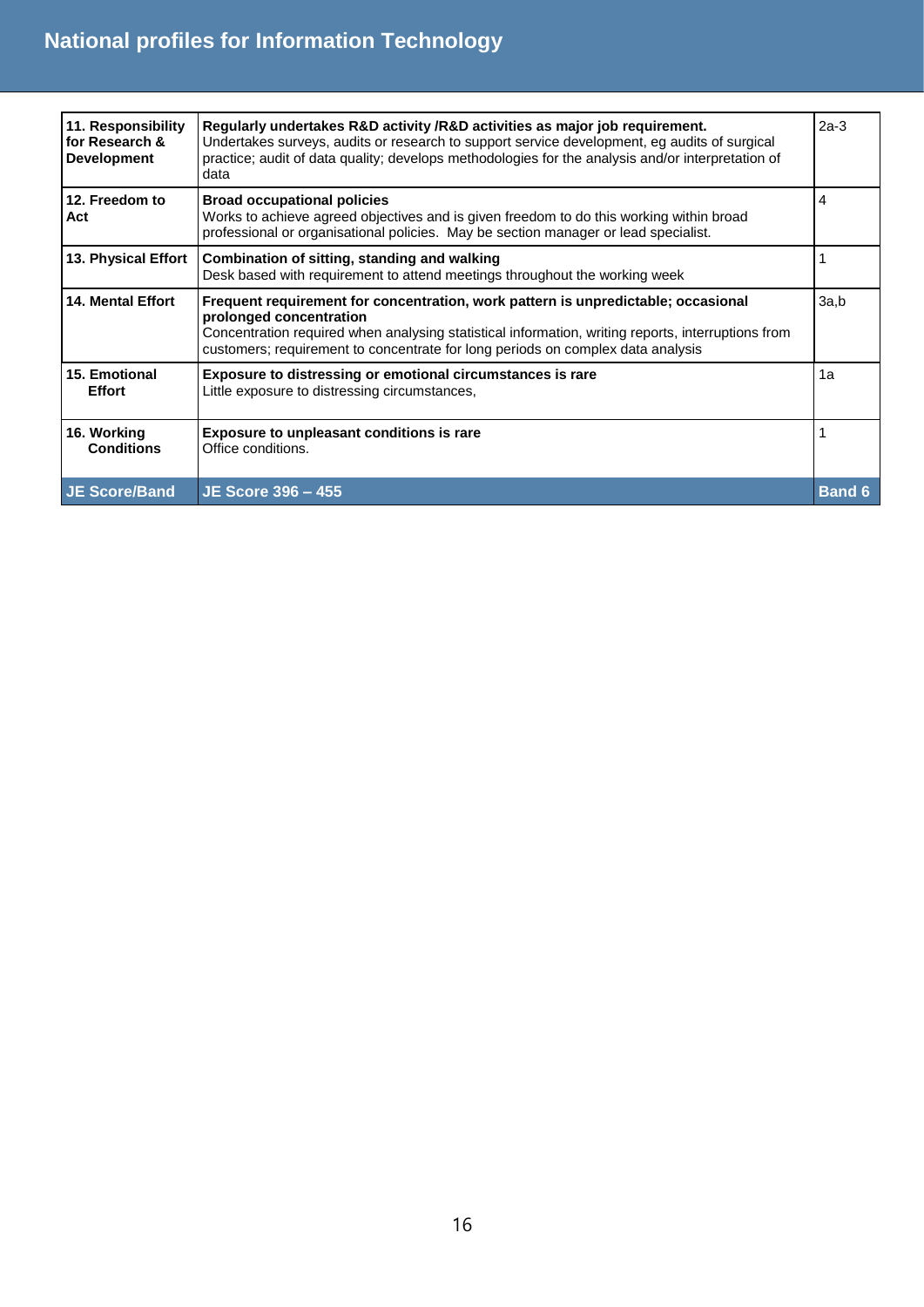| | | |
|---|---|---|
| **11. Responsibility for Research & Development** | **Regularly undertakes R&D activity /R&D activities as major job requirement.** Undertakes surveys, audits or research to support service development, eg audits of surgical practice; audit of data quality; develops methodologies for the analysis and/or interpretation of data | 2a-3 |
| **12. Freedom to Act** | **Broad occupational policies** Works to achieve agreed objectives and is given freedom to do this working within broad professional or organisational policies. May be section manager or lead specialist. | 4 |
| **13. Physical Effort** | **Combination of sitting, standing and walking** Desk based with requirement to attend meetings throughout the working week | 1 |
| **14. Mental Effort** | **Frequent requirement for concentration, work pattern is unpredictable; occasional prolonged concentration** Concentration required when analysing statistical information, writing reports, interruptions from customers; requirement to concentrate for long periods on complex data analysis | 3a,b |
| **15. Emotional Effort** | **Exposure to distressing or emotional circumstances is rare** Little exposure to distressing circumstances, | 1a |
| **16. Working Conditions** | **Exposure to unpleasant conditions is rare** Office conditions. | 1 |
| **JE Score/Band** | **JE Score 396 – 455** | **Band 6** |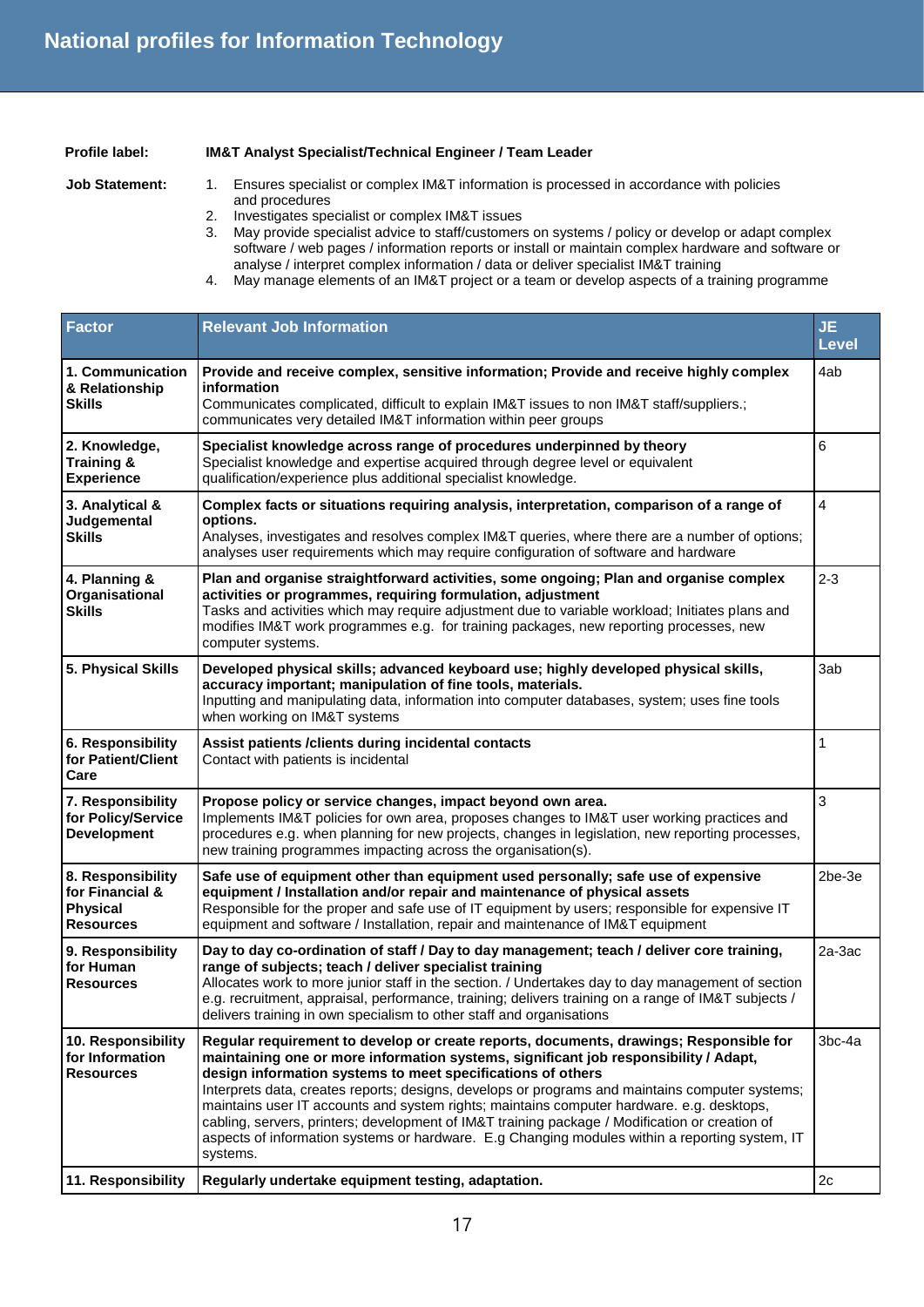# National profiles for Information Technology

**Profile label:** **IM&T Analyst Specialist/Technical Engineer / Team Leader**

**Job Statement:**

1. Ensures specialist or complex IM&T information is processed in accordance with policies and procedures
2. Investigates specialist or complex IM&T issues
3. May provide specialist advice to staff/customers on systems / policy or develop or adapt complex software / web pages / information reports or install or maintain complex hardware and software or analyse / interpret complex information / data or deliver specialist IM&T training
4. May manage elements of an IM&T project or a team or develop aspects of a training programme

| Factor | Relevant Job Information | JE Level |
|---|---|---|
| **1. Communication & Relationship Skills** | **Provide and receive complex, sensitive information; Provide and receive highly complex information**<br>Communicates complicated, difficult to explain IM&T issues to non IM&T staff/suppliers.; communicates very detailed IM&T information within peer groups | 4ab |
| **2. Knowledge, Training & Experience** | **Specialist knowledge across range of procedures underpinned by theory**<br>Specialist knowledge and expertise acquired through degree level or equivalent qualification/experience plus additional specialist knowledge. | 6 |
| **3. Analytical & Judgemental Skills** | **Complex facts or situations requiring analysis, interpretation, comparison of a range of options.**<br>Analyses, investigates and resolves complex IM&T queries, where there are a number of options; analyses user requirements which may require configuration of software and hardware | 4 |
| **4. Planning & Organisational Skills** | **Plan and organise straightforward activities, some ongoing; Plan and organise complex activities or programmes, requiring formulation, adjustment**<br>Tasks and activities which may require adjustment due to variable workload; Initiates plans and modifies IM&T work programmes e.g. for training packages, new reporting processes, new computer systems. | 2-3 |
| **5. Physical Skills** | **Developed physical skills; advanced keyboard use; highly developed physical skills, accuracy important; manipulation of fine tools, materials.**<br>Inputting and manipulating data, information into computer databases, system; uses fine tools when working on IM&T systems | 3ab |
| **6. Responsibility for Patient/Client Care** | **Assist patients /clients during incidental contacts**<br>Contact with patients is incidental | 1 |
| **7. Responsibility for Policy/Service Development** | **Propose policy or service changes, impact beyond own area.**<br>Implements IM&T policies for own area, proposes changes to IM&T user working practices and procedures e.g. when planning for new projects, changes in legislation, new reporting processes, new training programmes impacting across the organisation(s). | 3 |
| **8. Responsibility for Financial & Physical Resources** | **Safe use of equipment other than equipment used personally; safe use of expensive equipment / Installation and/or repair and maintenance of physical assets**<br>Responsible for the proper and safe use of IT equipment by users; responsible for expensive IT equipment and software / Installation, repair and maintenance of IM&T equipment | 2be-3e |
| **9. Responsibility for Human Resources** | **Day to day co-ordination of staff / Day to day management; teach / deliver core training, range of subjects; teach / deliver specialist training**<br>Allocates work to more junior staff in the section. / Undertakes day to day management of section e.g. recruitment, appraisal, performance, training; delivers training on a range of IM&T subjects / delivers training in own specialism to other staff and organisations | 2a-3ac |
| **10. Responsibility for Information Resources** | **Regular requirement to develop or create reports, documents, drawings; Responsible for maintaining one or more information systems, significant job responsibility / Adapt, design information systems to meet specifications of others**<br>Interprets data, creates reports; designs, develops or programs and maintains computer systems; maintains user IT accounts and system rights; maintains computer hardware. e.g. desktops, cabling, servers, printers; development of IM&T training package / Modification or creation of aspects of information systems or hardware. E.g Changing modules within a reporting system, IT systems. | 3bc-4a |
| **11. Responsibility** | **Regularly undertake equipment testing, adaptation.** | 2c |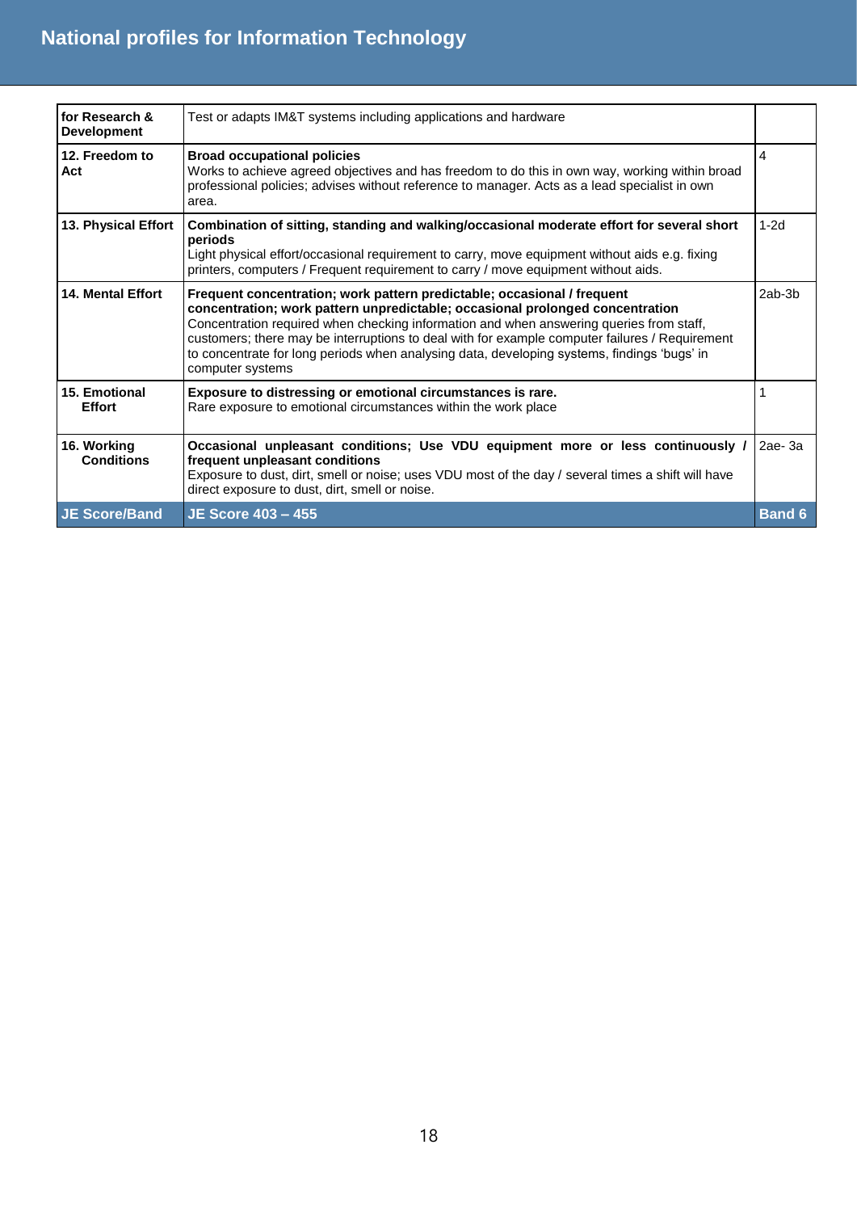| for Research & Development | Test or adapts IM&T systems including applications and hardware | |
|---|---|---|
| **12. Freedom to Act** | **Broad occupational policies**<br>Works to achieve agreed objectives and has freedom to do this in own way, working within broad professional policies; advises without reference to manager. Acts as a lead specialist in own area. | 4 |
| **13. Physical Effort** | **Combination of sitting, standing and walking/occasional moderate effort for several short periods**<br>Light physical effort/occasional requirement to carry, move equipment without aids e.g. fixing printers, computers / Frequent requirement to carry / move equipment without aids. | 1-2d |
| **14. Mental Effort** | **Frequent concentration; work pattern predictable; occasional / frequent concentration; work pattern unpredictable; occasional prolonged concentration**<br>Concentration required when checking information and when answering queries from staff, customers; there may be interruptions to deal with for example computer failures / Requirement to concentrate for long periods when analysing data, developing systems, findings 'bugs' in computer systems | 2ab-3b |
| **15. Emotional Effort** | **Exposure to distressing or emotional circumstances is rare.**<br>Rare exposure to emotional circumstances within the work place | 1 |
| **16. Working Conditions** | **Occasional unpleasant conditions; Use VDU equipment more or less continuously / frequent unpleasant conditions**<br>Exposure to dust, dirt, smell or noise; uses VDU most of the day / several times a shift will have direct exposure to dust, dirt, smell or noise. | 2ae- 3a |
| **JE Score/Band** | **JE Score 403 – 455** | **Band 6** |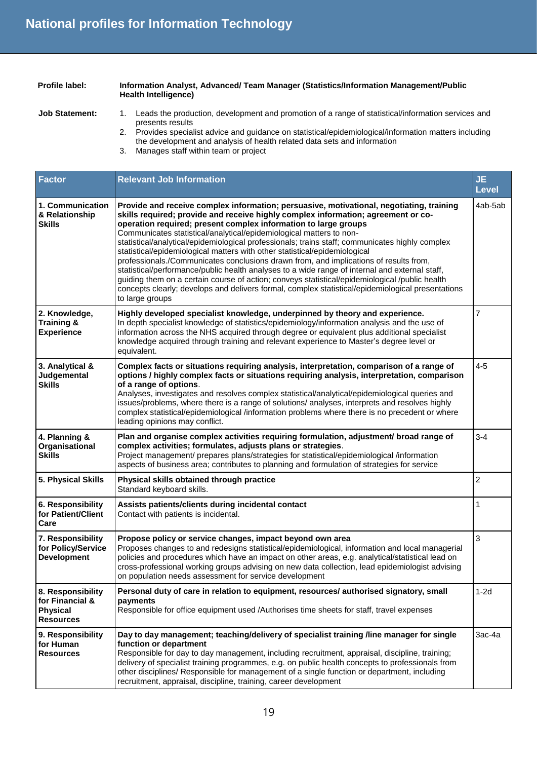**Profile label:** Information Analyst, Advanced/ Team Manager (Statistics/Information Management/Public Health Intelligence)

**Job Statement:**

1. Leads the production, development and promotion of a range of statistical/information services and presents results
2. Provides specialist advice and guidance on statistical/epidemiological/information matters including the development and analysis of health related data sets and information
3. Manages staff within team or project

| Factor | Relevant Job Information | JE Level |
|---|---|---|
| **1. Communication & Relationship Skills** | **Provide and receive complex information; persuasive, motivational, negotiating, training skills required; provide and receive highly complex information; agreement or co-operation required; present complex information to large groups**<br>Communicates statistical/analytical/epidemiological matters to non-statistical/analytical/epidemiological professionals; trains staff; communicates highly complex statistical/epidemiological matters with other statistical/epidemiological professionals./Communicates conclusions drawn from, and implications of results from, statistical/performance/public health analyses to a wide range of internal and external staff, guiding them on a certain course of action; conveys statistical/epidemiological /public health concepts clearly; develops and delivers formal, complex statistical/epidemiological presentations to large groups | 4ab-5ab |
| **2. Knowledge, Training & Experience** | **Highly developed specialist knowledge, underpinned by theory and experience.**<br>In depth specialist knowledge of statistics/epidemiology/information analysis and the use of information across the NHS acquired through degree or equivalent plus additional specialist knowledge acquired through training and relevant experience to Master's degree level or equivalent. | 7 |
| **3. Analytical & Judgemental Skills** | **Complex facts or situations requiring analysis, interpretation, comparison of a range of options / highly complex facts or situations requiring analysis, interpretation, comparison of a range of options**.<br>Analyses, investigates and resolves complex statistical/analytical/epidemiological queries and issues/problems, where there is a range of solutions/ analyses, interprets and resolves highly complex statistical/epidemiological /information problems where there is no precedent or where leading opinions may conflict. | 4-5 |
| **4. Planning & Organisational Skills** | **Plan and organise complex activities requiring formulation, adjustment/ broad range of complex activities; formulates, adjusts plans or strategies**.<br>Project management/ prepares plans/strategies for statistical/epidemiological /information aspects of business area; contributes to planning and formulation of strategies for service | 3-4 |
| **5. Physical Skills** | **Physical skills obtained through practice**<br>Standard keyboard skills. | 2 |
| **6. Responsibility for Patient/Client Care** | **Assists patients/clients during incidental contact**<br>Contact with patients is incidental. | 1 |
| **7. Responsibility for Policy/Service Development** | **Propose policy or service changes, impact beyond own area**<br>Proposes changes to and redesigns statistical/epidemiological, information and local managerial policies and procedures which have an impact on other areas, e.g. analytical/statistical lead on cross-professional working groups advising on new data collection, lead epidemiologist advising on population needs assessment for service development | 3 |
| **8. Responsibility for Financial & Physical Resources** | **Personal duty of care in relation to equipment, resources/ authorised signatory, small payments**<br>Responsible for office equipment used /Authorises time sheets for staff, travel expenses | 1-2d |
| **9. Responsibility for Human Resources** | **Day to day management; teaching/delivery of specialist training /line manager for single function or department**<br>Responsible for day to day management, including recruitment, appraisal, discipline, training; delivery of specialist training programmes, e.g. on public health concepts to professionals from other disciplines/ Responsible for management of a single function or department, including recruitment, appraisal, discipline, training, career development | 3ac-4a |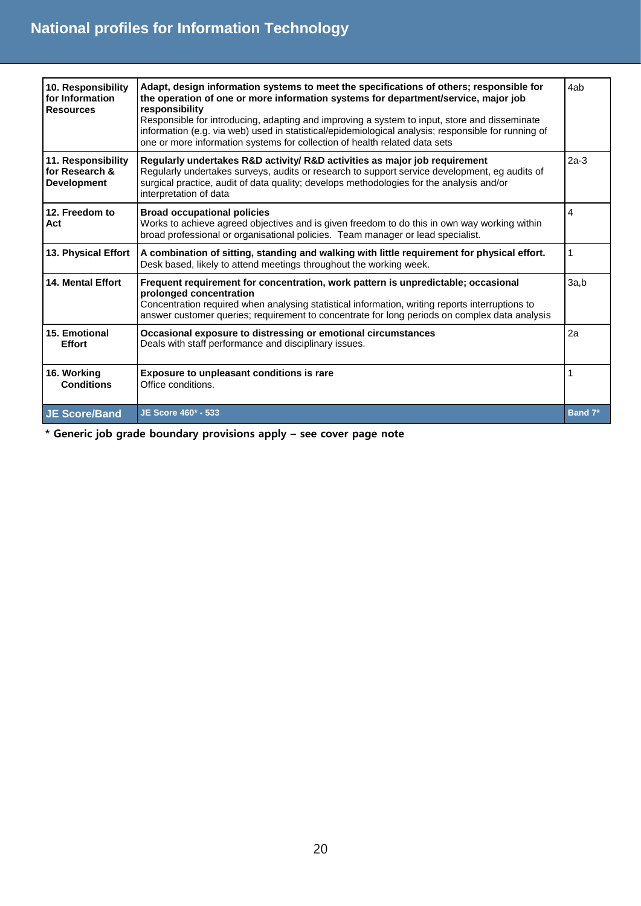# National profiles for Information Technology

| | | |
|---|---|---|
| **10. Responsibility for Information Resources** | **Adapt, design information systems to meet the specifications of others; responsible for the operation of one or more information systems for department/service, major job responsibility**<br>Responsible for introducing, adapting and improving a system to input, store and disseminate information (e.g. via web) used in statistical/epidemiological analysis; responsible for running of one or more information systems for collection of health related data sets | 4ab |
| **11. Responsibility for Research & Development** | **Regularly undertakes R&D activity/ R&D activities as major job requirement**<br>Regularly undertakes surveys, audits or research to support service development, eg audits of surgical practice, audit of data quality; develops methodologies for the analysis and/or interpretation of data | 2a-3 |
| **12. Freedom to Act** | **Broad occupational policies**<br>Works to achieve agreed objectives and is given freedom to do this in own way working within broad professional or organisational policies. Team manager or lead specialist. | 4 |
| **13. Physical Effort** | **A combination of sitting, standing and walking with little requirement for physical effort.**<br>Desk based, likely to attend meetings throughout the working week. | 1 |
| **14. Mental Effort** | **Frequent requirement for concentration, work pattern is unpredictable; occasional prolonged concentration**<br>Concentration required when analysing statistical information, writing reports interruptions to answer customer queries; requirement to concentrate for long periods on complex data analysis | 3a,b |
| **15. Emotional Effort** | **Occasional exposure to distressing or emotional circumstances**<br>Deals with staff performance and disciplinary issues. | 2a |
| **16. Working Conditions** | **Exposure to unpleasant conditions is rare**<br>Office conditions. | 1 |
| **JE Score/Band** | **JE Score 460* - 533** | **Band 7*** |

**\* Generic job grade boundary provisions apply – see cover page note**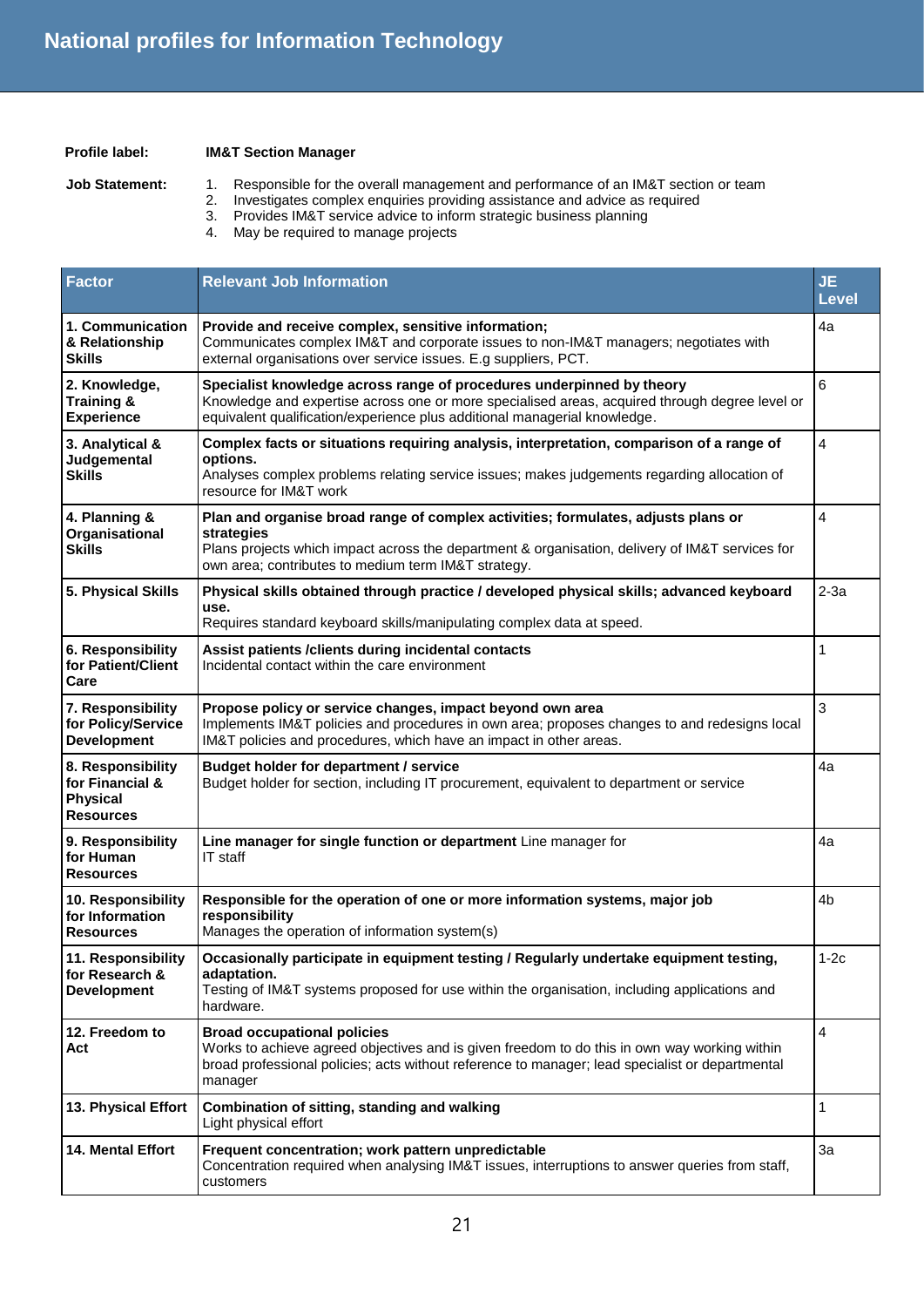# National profiles for Information Technology

**Profile label:** **IM&T Section Manager**

**Job Statement:**

1. Responsible for the overall management and performance of an IM&T section or team
2. Investigates complex enquiries providing assistance and advice as required
3. Provides IM&T service advice to inform strategic business planning
4. May be required to manage projects

| Factor | Relevant Job Information | JE Level |
|---|---|---|
| **1. Communication & Relationship Skills** | **Provide and receive complex, sensitive information;** Communicates complex IM&T and corporate issues to non-IM&T managers; negotiates with external organisations over service issues. E.g suppliers, PCT. | 4a |
| **2. Knowledge, Training & Experience** | **Specialist knowledge across range of procedures underpinned by theory** Knowledge and expertise across one or more specialised areas, acquired through degree level or equivalent qualification/experience plus additional managerial knowledge. | 6 |
| **3. Analytical & Judgemental Skills** | **Complex facts or situations requiring analysis, interpretation, comparison of a range of options.** Analyses complex problems relating service issues; makes judgements regarding allocation of resource for IM&T work | 4 |
| **4. Planning & Organisational Skills** | **Plan and organise broad range of complex activities; formulates, adjusts plans or strategies** Plans projects which impact across the department & organisation, delivery of IM&T services for own area; contributes to medium term IM&T strategy. | 4 |
| **5. Physical Skills** | **Physical skills obtained through practice / developed physical skills; advanced keyboard use.** Requires standard keyboard skills/manipulating complex data at speed. | 2-3a |
| **6. Responsibility for Patient/Client Care** | **Assist patients /clients during incidental contacts** Incidental contact within the care environment | 1 |
| **7. Responsibility for Policy/Service Development** | **Propose policy or service changes, impact beyond own area** Implements IM&T policies and procedures in own area; proposes changes to and redesigns local IM&T policies and procedures, which have an impact in other areas. | 3 |
| **8. Responsibility for Financial & Physical Resources** | **Budget holder for department / service** Budget holder for section, including IT procurement, equivalent to department or service | 4a |
| **9. Responsibility for Human Resources** | **Line manager for single function or department** Line manager for IT staff | 4a |
| **10. Responsibility for Information Resources** | **Responsible for the operation of one or more information systems, major job responsibility** Manages the operation of information system(s) | 4b |
| **11. Responsibility for Research & Development** | **Occasionally participate in equipment testing / Regularly undertake equipment testing, adaptation.** Testing of IM&T systems proposed for use within the organisation, including applications and hardware. | 1-2c |
| **12. Freedom to Act** | **Broad occupational policies** Works to achieve agreed objectives and is given freedom to do this in own way working within broad professional policies; acts without reference to manager; lead specialist or departmental manager | 4 |
| **13. Physical Effort** | **Combination of sitting, standing and walking** Light physical effort | 1 |
| **14. Mental Effort** | **Frequent concentration; work pattern unpredictable** Concentration required when analysing IM&T issues, interruptions to answer queries from staff, customers | 3a |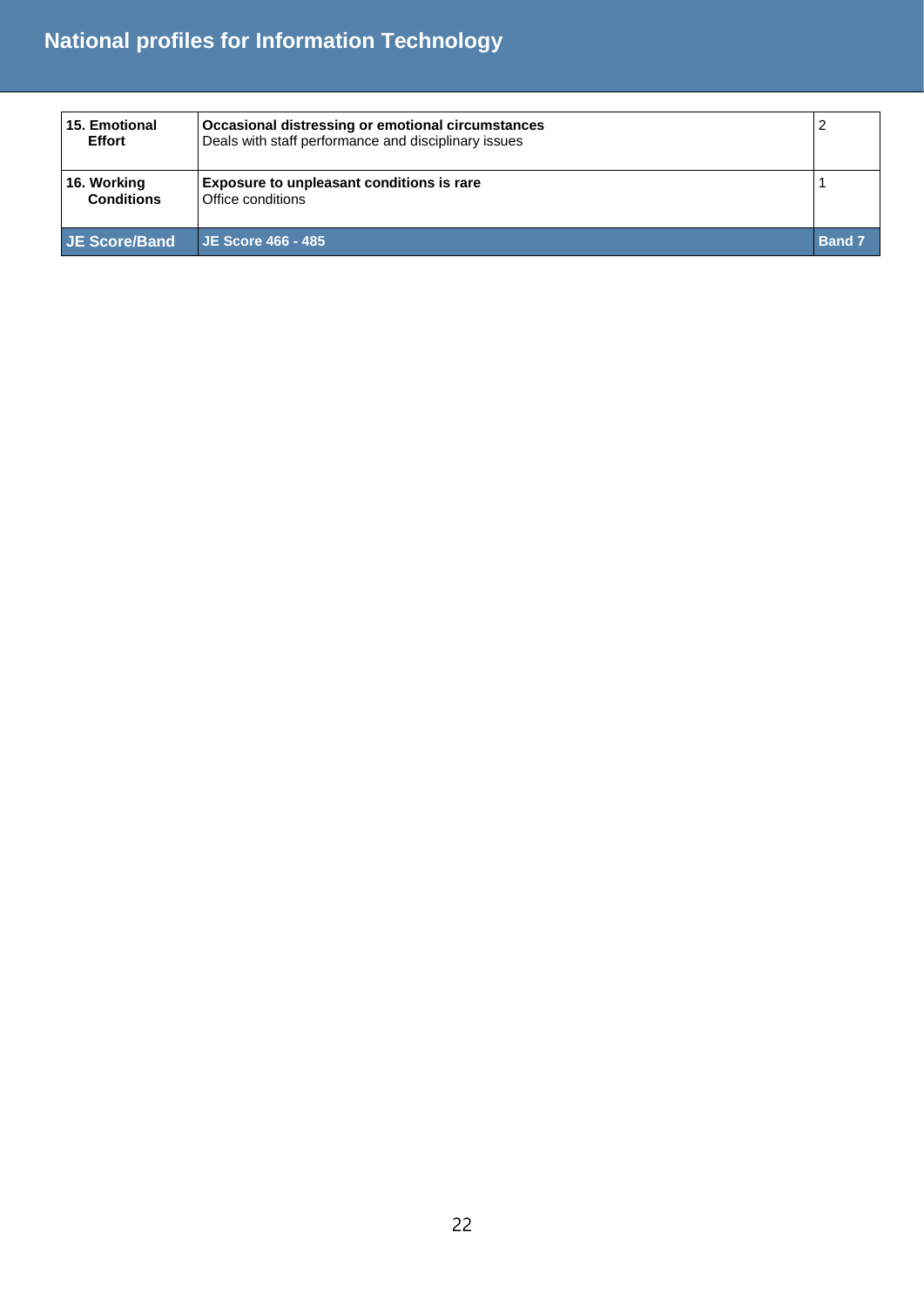| 15. Emotional Effort | **Occasional distressing or emotional circumstances**<br>Deals with staff performance and disciplinary issues | 2 |
|---|---|---|
| **16. Working Conditions** | **Exposure to unpleasant conditions is rare**<br>Office conditions | 1 |
| **JE Score/Band** | **JE Score 466 - 485** | **Band 7** |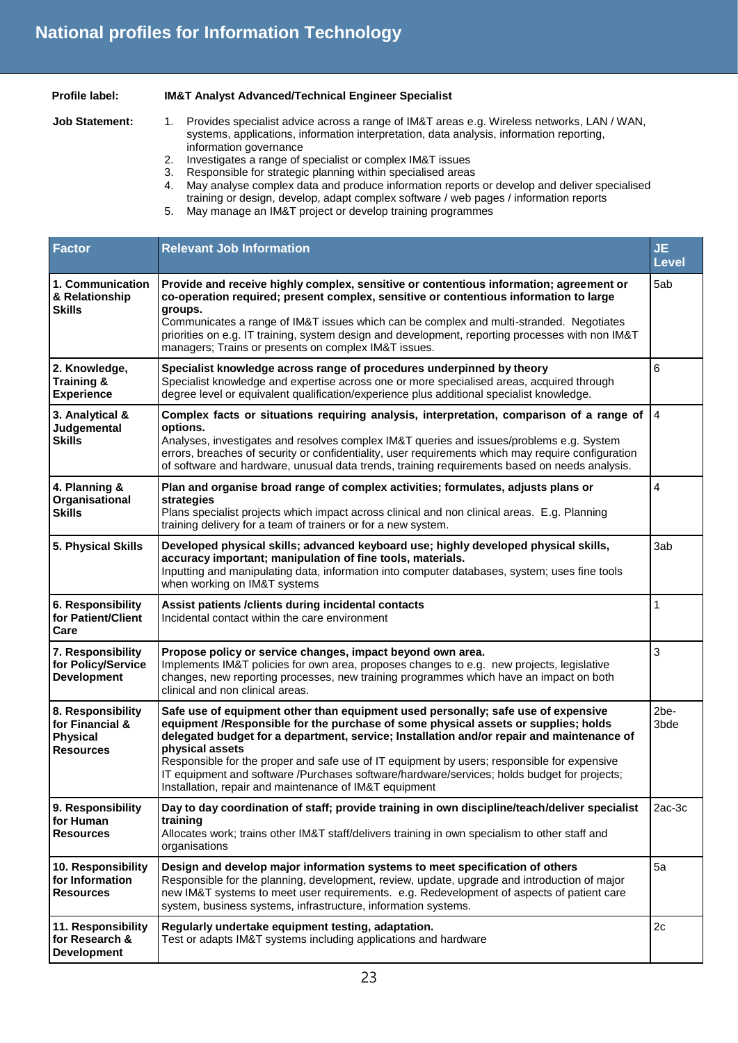# National profiles for Information Technology

**Profile label:** **IM&T Analyst Advanced/Technical Engineer Specialist**

**Job Statement:**

1. Provides specialist advice across a range of IM&T areas e.g. Wireless networks, LAN / WAN, systems, applications, information interpretation, data analysis, information reporting, information governance
2. Investigates a range of specialist or complex IM&T issues
3. Responsible for strategic planning within specialised areas
4. May analyse complex data and produce information reports or develop and deliver specialised training or design, develop, adapt complex software / web pages / information reports
5. May manage an IM&T project or develop training programmes

| Factor | Relevant Job Information | JE Level |
|---|---|---|
| **1. Communication & Relationship Skills** | **Provide and receive highly complex, sensitive or contentious information; agreement or co-operation required; present complex, sensitive or contentious information to large groups.** Communicates a range of IM&T issues which can be complex and multi-stranded. Negotiates priorities on e.g. IT training, system design and development, reporting processes with non IM&T managers; Trains or presents on complex IM&T issues. | 5ab |
| **2. Knowledge, Training & Experience** | **Specialist knowledge across range of procedures underpinned by theory** Specialist knowledge and expertise across one or more specialised areas, acquired through degree level or equivalent qualification/experience plus additional specialist knowledge. | 6 |
| **3. Analytical & Judgemental Skills** | **Complex facts or situations requiring analysis, interpretation, comparison of a range of options.** Analyses, investigates and resolves complex IM&T queries and issues/problems e.g. System errors, breaches of security or confidentiality, user requirements which may require configuration of software and hardware, unusual data trends, training requirements based on needs analysis. | 4 |
| **4. Planning & Organisational Skills** | **Plan and organise broad range of complex activities; formulates, adjusts plans or strategies** Plans specialist projects which impact across clinical and non clinical areas. E.g. Planning training delivery for a team of trainers or for a new system. | 4 |
| **5. Physical Skills** | **Developed physical skills; advanced keyboard use; highly developed physical skills, accuracy important; manipulation of fine tools, materials.** Inputting and manipulating data, information into computer databases, system; uses fine tools when working on IM&T systems | 3ab |
| **6. Responsibility for Patient/Client Care** | **Assist patients /clients during incidental contacts** Incidental contact within the care environment | 1 |
| **7. Responsibility for Policy/Service Development** | **Propose policy or service changes, impact beyond own area.** Implements IM&T policies for own area, proposes changes to e.g. new projects, legislative changes, new reporting processes, new training programmes which have an impact on both clinical and non clinical areas. | 3 |
| **8. Responsibility for Financial & Physical Resources** | **Safe use of equipment other than equipment used personally; safe use of expensive equipment /Responsible for the purchase of some physical assets or supplies; holds delegated budget for a department, service; Installation and/or repair and maintenance of physical assets** Responsible for the proper and safe use of IT equipment by users; responsible for expensive IT equipment and software /Purchases software/hardware/services; holds budget for projects; Installation, repair and maintenance of IM&T equipment | 2be-3bde |
| **9. Responsibility for Human Resources** | **Day to day coordination of staff; provide training in own discipline/teach/deliver specialist training** Allocates work; trains other IM&T staff/delivers training in own specialism to other staff and organisations | 2ac-3c |
| **10. Responsibility for Information Resources** | **Design and develop major information systems to meet specification of others** Responsible for the planning, development, review, update, upgrade and introduction of major new IM&T systems to meet user requirements. e.g. Redevelopment of aspects of patient care system, business systems, infrastructure, information systems. | 5a |
| **11. Responsibility for Research & Development** | **Regularly undertake equipment testing, adaptation.** Test or adapts IM&T systems including applications and hardware | 2c |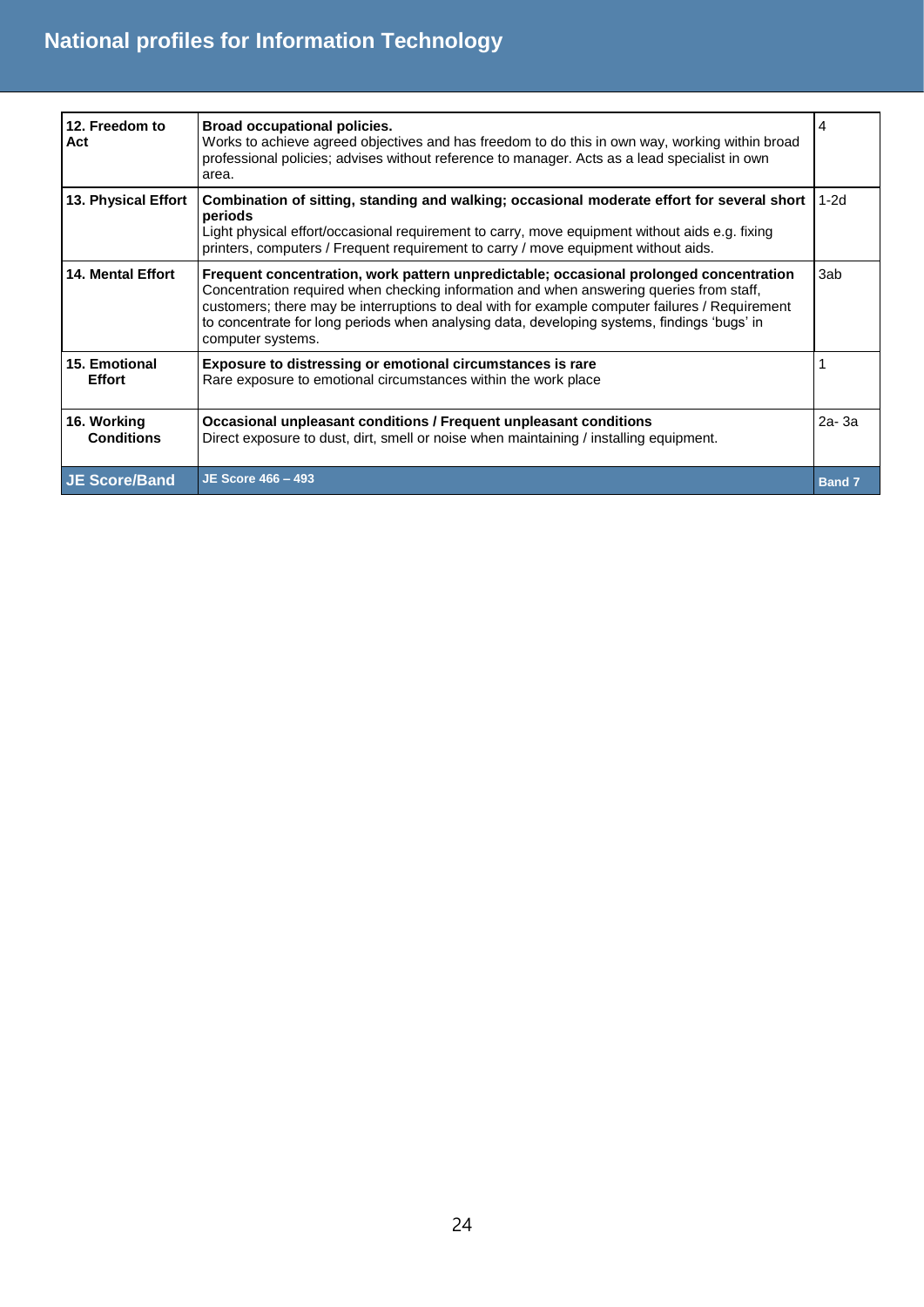| | | |
|---|---|---|
| **12. Freedom to Act** | **Broad occupational policies.**<br>Works to achieve agreed objectives and has freedom to do this in own way, working within broad professional policies; advises without reference to manager. Acts as a lead specialist in own area. | 4 |
| **13. Physical Effort** | **Combination of sitting, standing and walking; occasional moderate effort for several short periods**<br>Light physical effort/occasional requirement to carry, move equipment without aids e.g. fixing printers, computers / Frequent requirement to carry / move equipment without aids. | 1-2d |
| **14. Mental Effort** | **Frequent concentration, work pattern unpredictable; occasional prolonged concentration**<br>Concentration required when checking information and when answering queries from staff, customers; there may be interruptions to deal with for example computer failures / Requirement to concentrate for long periods when analysing data, developing systems, findings 'bugs' in computer systems. | 3ab |
| **15. Emotional Effort** | **Exposure to distressing or emotional circumstances is rare**<br>Rare exposure to emotional circumstances within the work place | 1 |
| **16. Working Conditions** | **Occasional unpleasant conditions / Frequent unpleasant conditions**<br>Direct exposure to dust, dirt, smell or noise when maintaining / installing equipment. | 2a- 3a |
| **JE Score/Band** | **JE Score 466 – 493** | **Band 7** |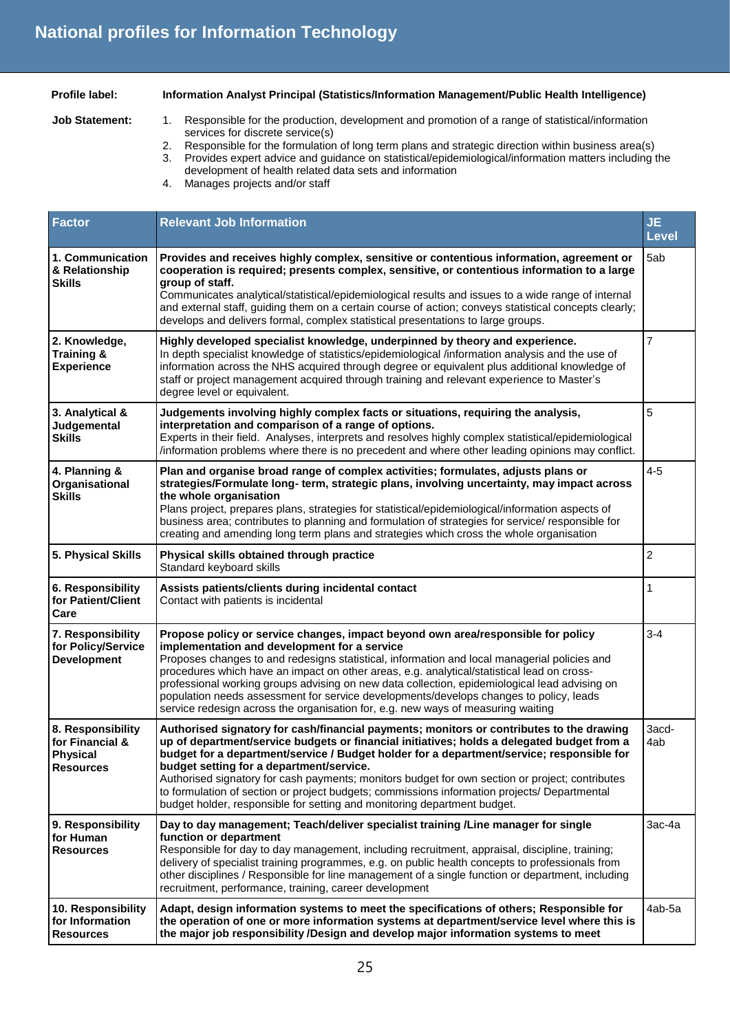# National profiles for Information Technology

**Profile label:** **Information Analyst Principal (Statistics/Information Management/Public Health Intelligence)**

**Job Statement:**

1. Responsible for the production, development and promotion of a range of statistical/information services for discrete service(s)
2. Responsible for the formulation of long term plans and strategic direction within business area(s)
3. Provides expert advice and guidance on statistical/epidemiological/information matters including the development of health related data sets and information
4. Manages projects and/or staff

| Factor | Relevant Job Information | JE Level |
|---|---|---|
| **1. Communication & Relationship Skills** | **Provides and receives highly complex, sensitive or contentious information, agreement or cooperation is required; presents complex, sensitive, or contentious information to a large group of staff.**<br>Communicates analytical/statistical/epidemiological results and issues to a wide range of internal and external staff, guiding them on a certain course of action; conveys statistical concepts clearly; develops and delivers formal, complex statistical presentations to large groups. | 5ab |
| **2. Knowledge, Training & Experience** | **Highly developed specialist knowledge, underpinned by theory and experience.**<br>In depth specialist knowledge of statistics/epidemiological /information analysis and the use of information across the NHS acquired through degree or equivalent plus additional knowledge of staff or project management acquired through training and relevant experience to Master's degree level or equivalent. | 7 |
| **3. Analytical & Judgemental Skills** | **Judgements involving highly complex facts or situations, requiring the analysis, interpretation and comparison of a range of options.**<br>Experts in their field. Analyses, interprets and resolves highly complex statistical/epidemiological /information problems where there is no precedent and where other leading opinions may conflict. | 5 |
| **4. Planning & Organisational Skills** | **Plan and organise broad range of complex activities; formulates, adjusts plans or strategies/Formulate long- term, strategic plans, involving uncertainty, may impact across the whole organisation**<br>Plans project, prepares plans, strategies for statistical/epidemiological/information aspects of business area; contributes to planning and formulation of strategies for service/ responsible for creating and amending long term plans and strategies which cross the whole organisation | 4-5 |
| **5. Physical Skills** | **Physical skills obtained through practice**<br>Standard keyboard skills | 2 |
| **6. Responsibility for Patient/Client Care** | **Assists patients/clients during incidental contact**<br>Contact with patients is incidental | 1 |
| **7. Responsibility for Policy/Service Development** | **Propose policy or service changes, impact beyond own area/responsible for policy implementation and development for a service**<br>Proposes changes to and redesigns statistical, information and local managerial policies and procedures which have an impact on other areas, e.g. analytical/statistical lead on cross-professional working groups advising on new data collection, epidemiological lead advising on population needs assessment for service developments/develops changes to policy, leads service redesign across the organisation for, e.g. new ways of measuring waiting | 3-4 |
| **8. Responsibility for Financial & Physical Resources** | **Authorised signatory for cash/financial payments; monitors or contributes to the drawing up of department/service budgets or financial initiatives; holds a delegated budget from a budget for a department/service / Budget holder for a department/service; responsible for budget setting for a department/service.**<br>Authorised signatory for cash payments; monitors budget for own section or project; contributes to formulation of section or project budgets; commissions information projects/ Departmental budget holder, responsible for setting and monitoring department budget. | 3acd-4ab |
| **9. Responsibility for Human Resources** | **Day to day management; Teach/deliver specialist training /Line manager for single function or department**<br>Responsible for day to day management, including recruitment, appraisal, discipline, training; delivery of specialist training programmes, e.g. on public health concepts to professionals from other disciplines / Responsible for line management of a single function or department, including recruitment, performance, training, career development | 3ac-4a |
| **10. Responsibility for Information Resources** | **Adapt, design information systems to meet the specifications of others; Responsible for the operation of one or more information systems at department/service level where this is the major job responsibility /Design and develop major information systems to meet** | 4ab-5a |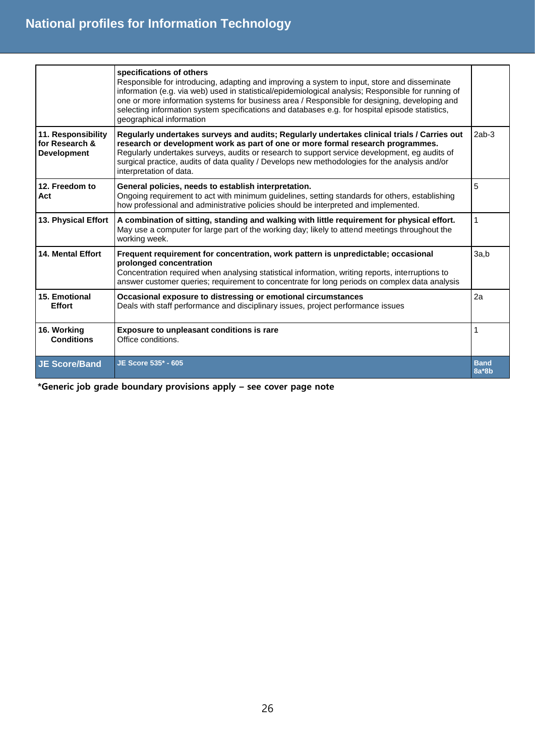| | | |
|---|---|---|
| | **specifications of others**<br>Responsible for introducing, adapting and improving a system to input, store and disseminate information (e.g. via web) used in statistical/epidemiological analysis; Responsible for running of one or more information systems for business area / Responsible for designing, developing and selecting information system specifications and databases e.g. for hospital episode statistics, geographical information | |
| **11. Responsibility for Research & Development** | **Regularly undertakes surveys and audits; Regularly undertakes clinical trials / Carries out research or development work as part of one or more formal research programmes.**<br>Regularly undertakes surveys, audits or research to support service development, eg audits of surgical practice, audits of data quality / Develops new methodologies for the analysis and/or interpretation of data. | 2ab-3 |
| **12. Freedom to Act** | **General policies, needs to establish interpretation.**<br>Ongoing requirement to act with minimum guidelines, setting standards for others, establishing how professional and administrative policies should be interpreted and implemented. | 5 |
| **13. Physical Effort** | **A combination of sitting, standing and walking with little requirement for physical effort.**<br>May use a computer for large part of the working day; likely to attend meetings throughout the working week. | 1 |
| **14. Mental Effort** | **Frequent requirement for concentration, work pattern is unpredictable; occasional prolonged concentration**<br>Concentration required when analysing statistical information, writing reports, interruptions to answer customer queries; requirement to concentrate for long periods on complex data analysis | 3a,b |
| **15. Emotional Effort** | **Occasional exposure to distressing or emotional circumstances**<br>Deals with staff performance and disciplinary issues, project performance issues | 2a |
| **16. Working Conditions** | **Exposure to unpleasant conditions is rare**<br>Office conditions. | 1 |
| **JE Score/Band** | **JE Score 535* - 605** | **Band 8a*8b** |

***Generic job grade boundary provisions apply – see cover page note**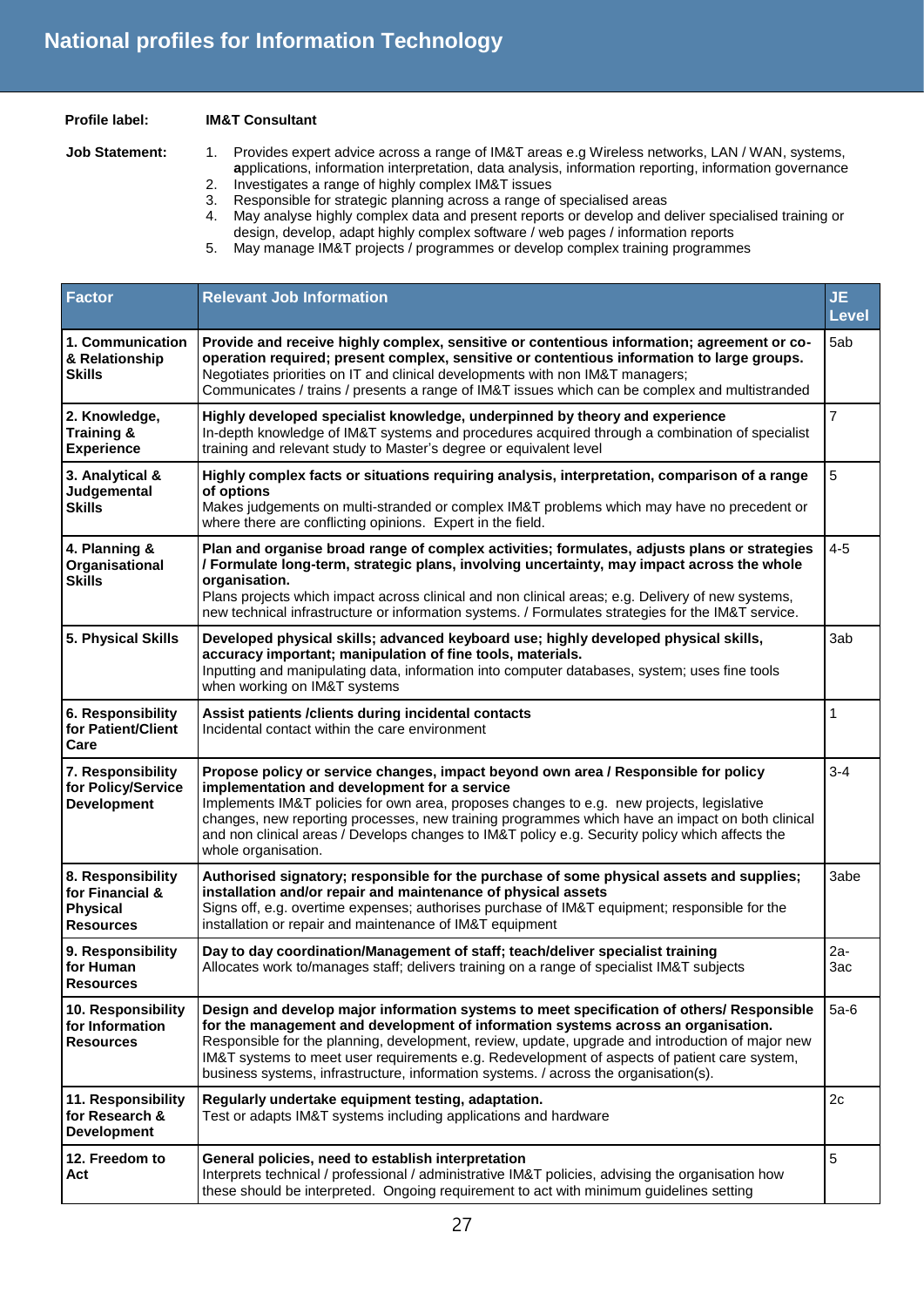# National profiles for Information Technology

**Profile label:** **IM&T Consultant**

**Job Statement:**

1. Provides expert advice across a range of IM&T areas e.g Wireless networks, LAN / WAN, systems, **a**pplications, information interpretation, data analysis, information reporting, information governance
2. Investigates a range of highly complex IM&T issues
3. Responsible for strategic planning across a range of specialised areas
4. May analyse highly complex data and present reports or develop and deliver specialised training or design, develop, adapt highly complex software / web pages / information reports
5. May manage IM&T projects / programmes or develop complex training programmes

| Factor | Relevant Job Information | JE Level |
|---|---|---|
| **1. Communication & Relationship Skills** | **Provide and receive highly complex, sensitive or contentious information; agreement or co-operation required; present complex, sensitive or contentious information to large groups.** Negotiates priorities on IT and clinical developments with non IM&T managers; Communicates / trains / presents a range of IM&T issues which can be complex and multistranded | 5ab |
| **2. Knowledge, Training & Experience** | **Highly developed specialist knowledge, underpinned by theory and experience** In-depth knowledge of IM&T systems and procedures acquired through a combination of specialist training and relevant study to Master's degree or equivalent level | 7 |
| **3. Analytical & Judgemental Skills** | **Highly complex facts or situations requiring analysis, interpretation, comparison of a range of options** Makes judgements on multi-stranded or complex IM&T problems which may have no precedent or where there are conflicting opinions. Expert in the field. | 5 |
| **4. Planning & Organisational Skills** | **Plan and organise broad range of complex activities; formulates, adjusts plans or strategies / Formulate long-term, strategic plans, involving uncertainty, may impact across the whole organisation.** Plans projects which impact across clinical and non clinical areas; e.g. Delivery of new systems, new technical infrastructure or information systems. / Formulates strategies for the IM&T service. | 4-5 |
| **5. Physical Skills** | **Developed physical skills; advanced keyboard use; highly developed physical skills, accuracy important; manipulation of fine tools, materials.** Inputting and manipulating data, information into computer databases, system; uses fine tools when working on IM&T systems | 3ab |
| **6. Responsibility for Patient/Client Care** | **Assist patients /clients during incidental contacts** Incidental contact within the care environment | 1 |
| **7. Responsibility for Policy/Service Development** | **Propose policy or service changes, impact beyond own area / Responsible for policy implementation and development for a service** Implements IM&T policies for own area, proposes changes to e.g. new projects, legislative changes, new reporting processes, new training programmes which have an impact on both clinical and non clinical areas / Develops changes to IM&T policy e.g. Security policy which affects the whole organisation. | 3-4 |
| **8. Responsibility for Financial & Physical Resources** | **Authorised signatory; responsible for the purchase of some physical assets and supplies; installation and/or repair and maintenance of physical assets** Signs off, e.g. overtime expenses; authorises purchase of IM&T equipment; responsible for the installation or repair and maintenance of IM&T equipment | 3abe |
| **9. Responsibility for Human Resources** | **Day to day coordination/Management of staff; teach/deliver specialist training** Allocates work to/manages staff; delivers training on a range of specialist IM&T subjects | 2a-3ac |
| **10. Responsibility for Information Resources** | **Design and develop major information systems to meet specification of others/ Responsible for the management and development of information systems across an organisation.** Responsible for the planning, development, review, update, upgrade and introduction of major new IM&T systems to meet user requirements e.g. Redevelopment of aspects of patient care system, business systems, infrastructure, information systems. / across the organisation(s). | 5a-6 |
| **11. Responsibility for Research & Development** | **Regularly undertake equipment testing, adaptation.** Test or adapts IM&T systems including applications and hardware | 2c |
| **12. Freedom to Act** | **General policies, need to establish interpretation** Interprets technical / professional / administrative IM&T policies, advising the organisation how these should be interpreted. Ongoing requirement to act with minimum guidelines setting | 5 |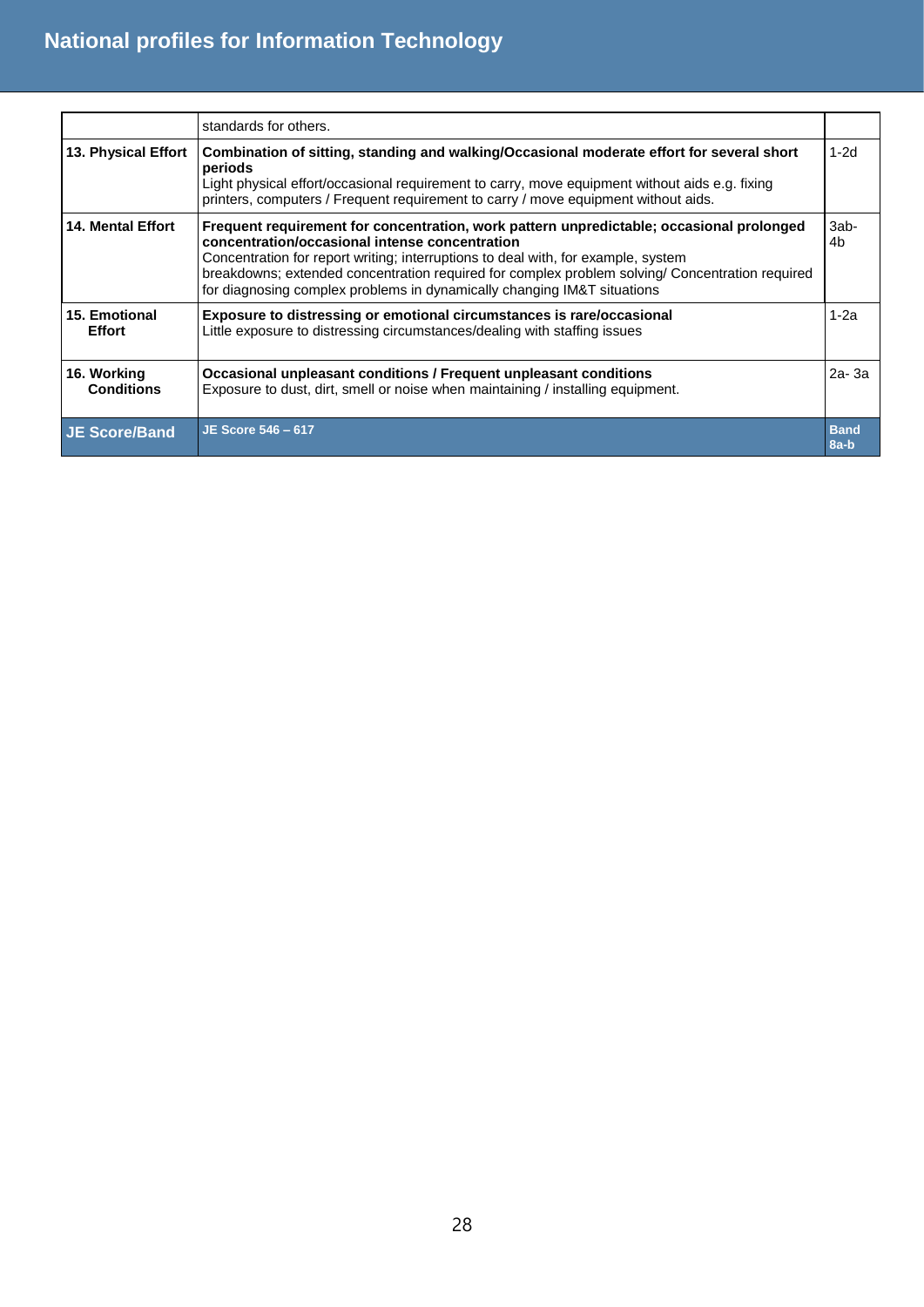| | | |
|---|---|---|
| | standards for others. | |
| **13. Physical Effort** | **Combination of sitting, standing and walking/Occasional moderate effort for several short periods**<br>Light physical effort/occasional requirement to carry, move equipment without aids e.g. fixing printers, computers / Frequent requirement to carry / move equipment without aids. | 1-2d |
| **14. Mental Effort** | **Frequent requirement for concentration, work pattern unpredictable; occasional prolonged concentration/occasional intense concentration**<br>Concentration for report writing; interruptions to deal with, for example, system breakdowns; extended concentration required for complex problem solving/ Concentration required for diagnosing complex problems in dynamically changing IM&T situations | 3ab-4b |
| **15. Emotional Effort** | **Exposure to distressing or emotional circumstances is rare/occasional**<br>Little exposure to distressing circumstances/dealing with staffing issues | 1-2a |
| **16. Working Conditions** | **Occasional unpleasant conditions / Frequent unpleasant conditions**<br>Exposure to dust, dirt, smell or noise when maintaining / installing equipment. | 2a- 3a |
| **JE Score/Band** | **JE Score 546 – 617** | **Band 8a-b** |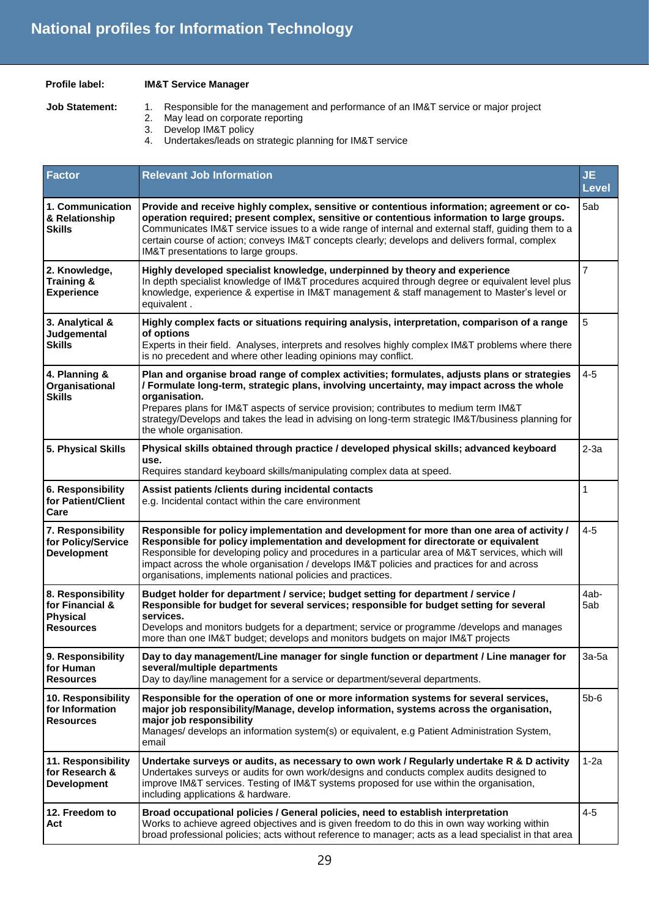# National profiles for Information Technology

**Profile label:** **IM&T Service Manager**

**Job Statement:**

1. Responsible for the management and performance of an IM&T service or major project
2. May lead on corporate reporting
3. Develop IM&T policy
4. Undertakes/leads on strategic planning for IM&T service

| Factor | Relevant Job Information | JE Level |
|---|---|---|
| **1. Communication & Relationship Skills** | **Provide and receive highly complex, sensitive or contentious information; agreement or co-operation required; present complex, sensitive or contentious information to large groups.** Communicates IM&T service issues to a wide range of internal and external staff, guiding them to a certain course of action; conveys IM&T concepts clearly; develops and delivers formal, complex IM&T presentations to large groups. | 5ab |
| **2. Knowledge, Training & Experience** | **Highly developed specialist knowledge, underpinned by theory and experience** In depth specialist knowledge of IM&T procedures acquired through degree or equivalent level plus knowledge, experience & expertise in IM&T management & staff management to Master's level or equivalent . | 7 |
| **3. Analytical & Judgemental Skills** | **Highly complex facts or situations requiring analysis, interpretation, comparison of a range of options** Experts in their field. Analyses, interprets and resolves highly complex IM&T problems where there is no precedent and where other leading opinions may conflict. | 5 |
| **4. Planning & Organisational Skills** | **Plan and organise broad range of complex activities; formulates, adjusts plans or strategies / Formulate long-term, strategic plans, involving uncertainty, may impact across the whole organisation.** Prepares plans for IM&T aspects of service provision; contributes to medium term IM&T strategy/Develops and takes the lead in advising on long-term strategic IM&T/business planning for the whole organisation. | 4-5 |
| **5. Physical Skills** | **Physical skills obtained through practice / developed physical skills; advanced keyboard use.** Requires standard keyboard skills/manipulating complex data at speed. | 2-3a |
| **6. Responsibility for Patient/Client Care** | **Assist patients /clients during incidental contacts** e.g. Incidental contact within the care environment | 1 |
| **7. Responsibility for Policy/Service Development** | **Responsible for policy implementation and development for more than one area of activity / Responsible for policy implementation and development for directorate or equivalent** Responsible for developing policy and procedures in a particular area of M&T services, which will impact across the whole organisation / develops IM&T policies and practices for and across organisations, implements national policies and practices. | 4-5 |
| **8. Responsibility for Financial & Physical Resources** | **Budget holder for department / service; budget setting for department / service / Responsible for budget for several services; responsible for budget setting for several services.** Develops and monitors budgets for a department; service or programme /develops and manages more than one IM&T budget; develops and monitors budgets on major IM&T projects | 4ab-5ab |
| **9. Responsibility for Human Resources** | **Day to day management/Line manager for single function or department / Line manager for several/multiple departments** Day to day/line management for a service or department/several departments. | 3a-5a |
| **10. Responsibility for Information Resources** | **Responsible for the operation of one or more information systems for several services, major job responsibility/Manage, develop information, systems across the organisation, major job responsibility** Manages/ develops an information system(s) or equivalent, e.g Patient Administration System, email | 5b-6 |
| **11. Responsibility for Research & Development** | **Undertake surveys or audits, as necessary to own work / Regularly undertake R & D activity** Undertakes surveys or audits for own work/designs and conducts complex audits designed to improve IM&T services. Testing of IM&T systems proposed for use within the organisation, including applications & hardware. | 1-2a |
| **12. Freedom to Act** | **Broad occupational policies / General policies, need to establish interpretation** Works to achieve agreed objectives and is given freedom to do this in own way working within broad professional policies; acts without reference to manager; acts as a lead specialist in that area | 4-5 |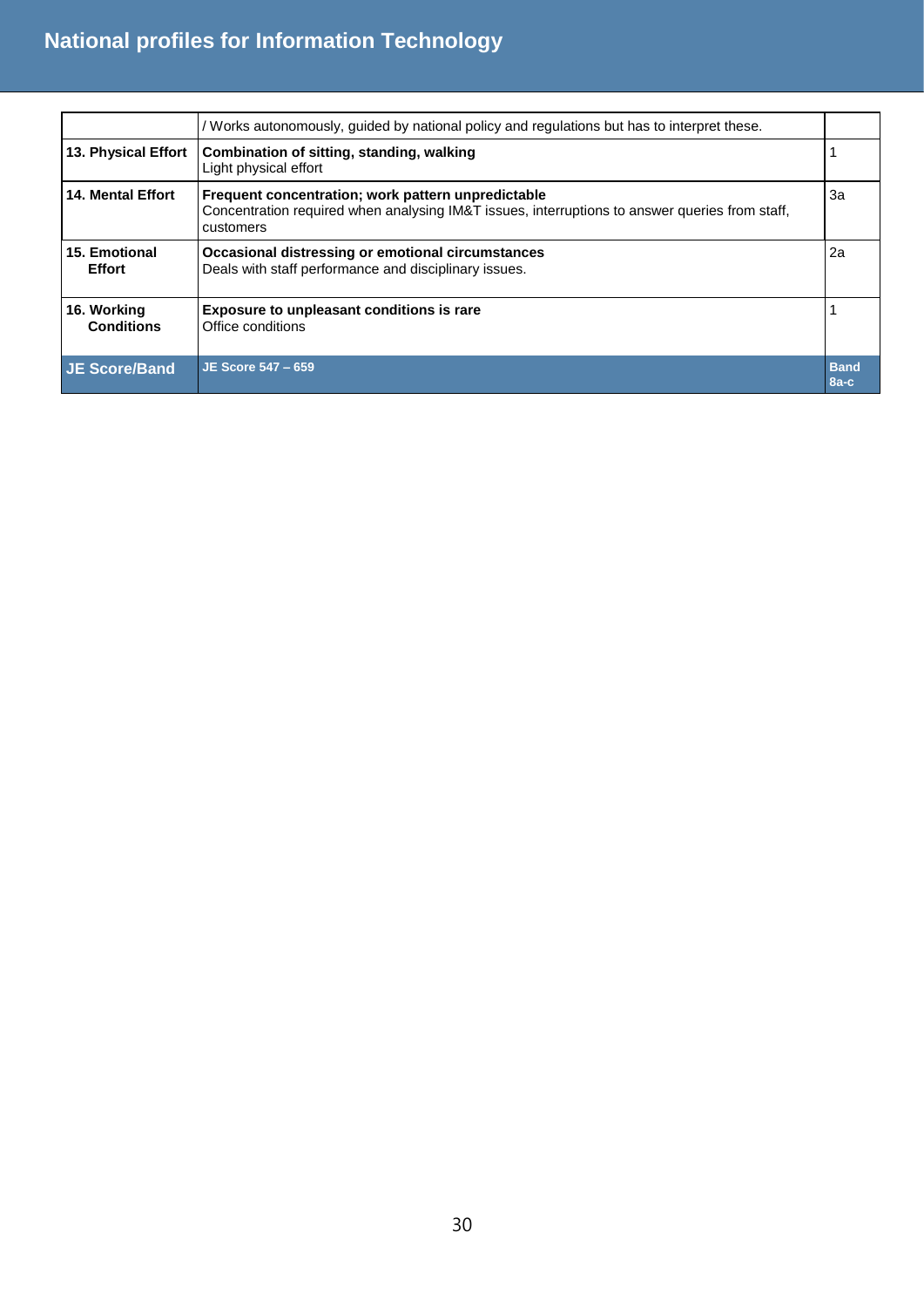| | | |
|---|---|---|
| | / Works autonomously, guided by national policy and regulations but has to interpret these. | |
| 13. Physical Effort | **Combination of sitting, standing, walking**<br>Light physical effort | 1 |
| 14. Mental Effort | **Frequent concentration; work pattern unpredictable**<br>Concentration required when analysing IM&T issues, interruptions to answer queries from staff, customers | 3a |
| 15. Emotional Effort | **Occasional distressing or emotional circumstances**<br>Deals with staff performance and disciplinary issues. | 2a |
| 16. Working Conditions | **Exposure to unpleasant conditions is rare**<br>Office conditions | 1 |
| **JE Score/Band** | **JE Score 547 – 659** | **Band 8a-c** |